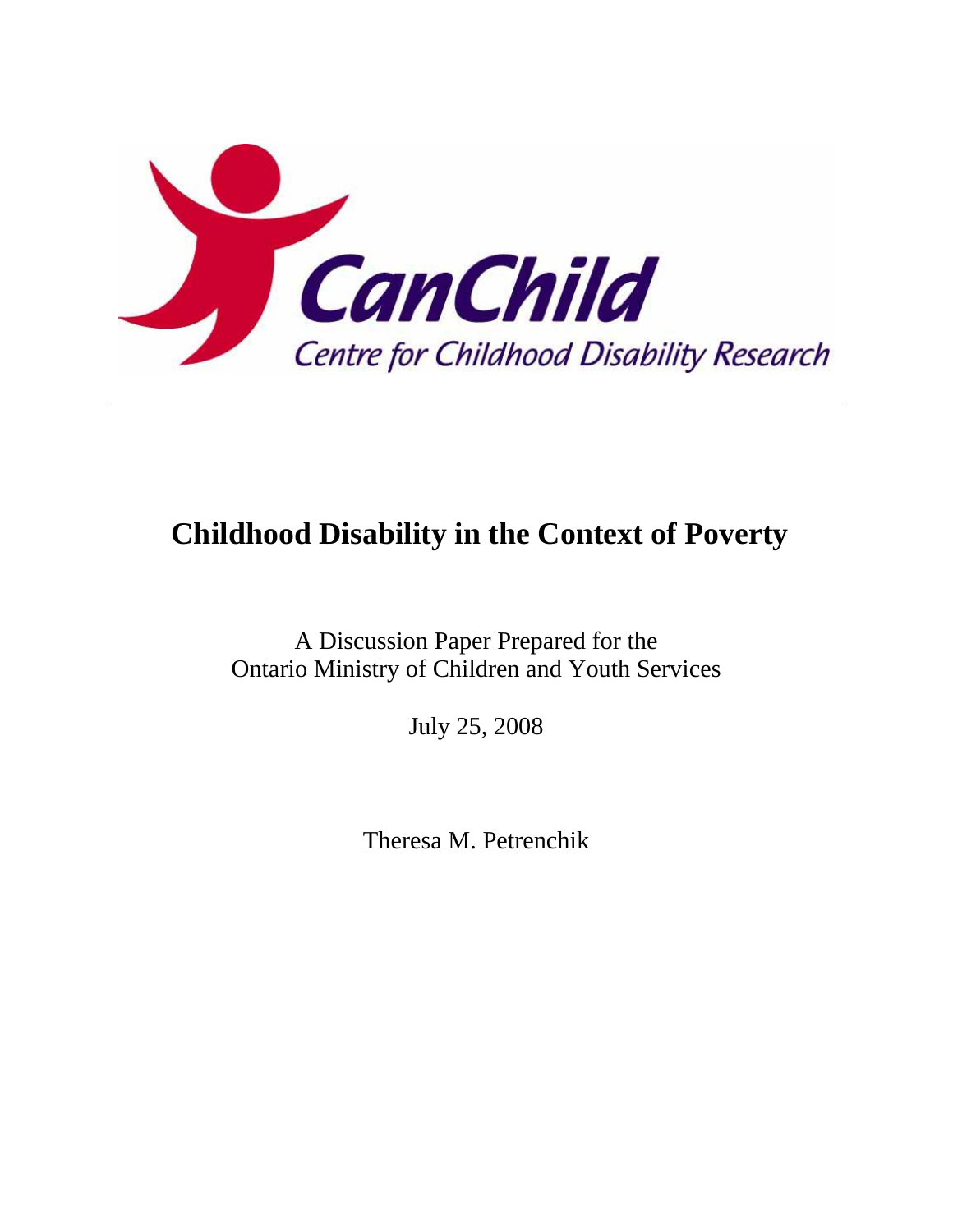CanChild

Centre for Childhood Disability Research

---

# Childhood Disability in the Context of Poverty

A Discussion Paper Prepared for the
Ontario Ministry of Children and Youth Services

July 25, 2008

Theresa M. Petrenchik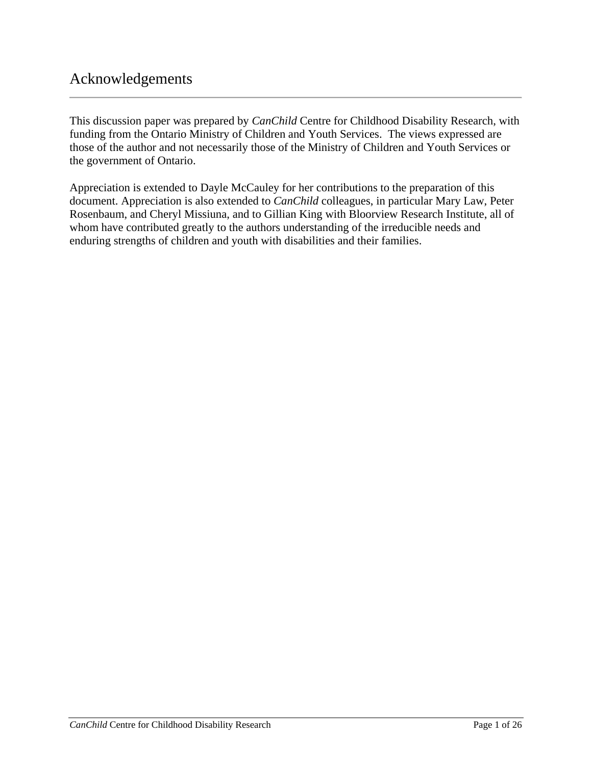# Acknowledgements

This discussion paper was prepared by *CanChild* Centre for Childhood Disability Research, with funding from the Ontario Ministry of Children and Youth Services. The views expressed are those of the author and not necessarily those of the Ministry of Children and Youth Services or the government of Ontario.

Appreciation is extended to Dayle McCauley for her contributions to the preparation of this document. Appreciation is also extended to *CanChild* colleagues, in particular Mary Law, Peter Rosenbaum, and Cheryl Missiuna, and to Gillian King with Bloorview Research Institute, all of whom have contributed greatly to the authors understanding of the irreducible needs and enduring strengths of children and youth with disabilities and their families.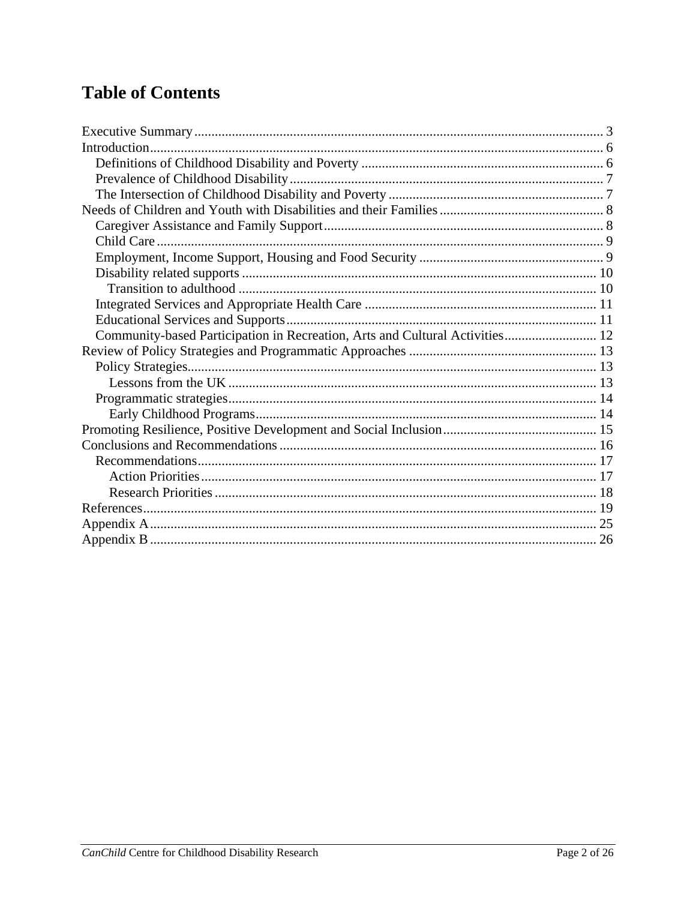# Table of Contents

- Executive Summary ..... 3
- Introduction ..... 6
  - Definitions of Childhood Disability and Poverty ..... 6
  - Prevalence of Childhood Disability ..... 7
  - The Intersection of Childhood Disability and Poverty ..... 7
- Needs of Children and Youth with Disabilities and their Families ..... 8
  - Caregiver Assistance and Family Support ..... 8
  - Child Care ..... 9
  - Employment, Income Support, Housing and Food Security ..... 9
  - Disability related supports ..... 10
    - Transition to adulthood ..... 10
  - Integrated Services and Appropriate Health Care ..... 11
  - Educational Services and Supports ..... 11
  - Community-based Participation in Recreation, Arts and Cultural Activities ..... 12
- Review of Policy Strategies and Programmatic Approaches ..... 13
  - Policy Strategies ..... 13
    - Lessons from the UK ..... 13
  - Programmatic strategies ..... 14
    - Early Childhood Programs ..... 14
- Promoting Resilience, Positive Development and Social Inclusion ..... 15
- Conclusions and Recommendations ..... 16
  - Recommendations ..... 17
    - Action Priorities ..... 17
    - Research Priorities ..... 18
- References ..... 19
- Appendix A ..... 25
- Appendix B ..... 26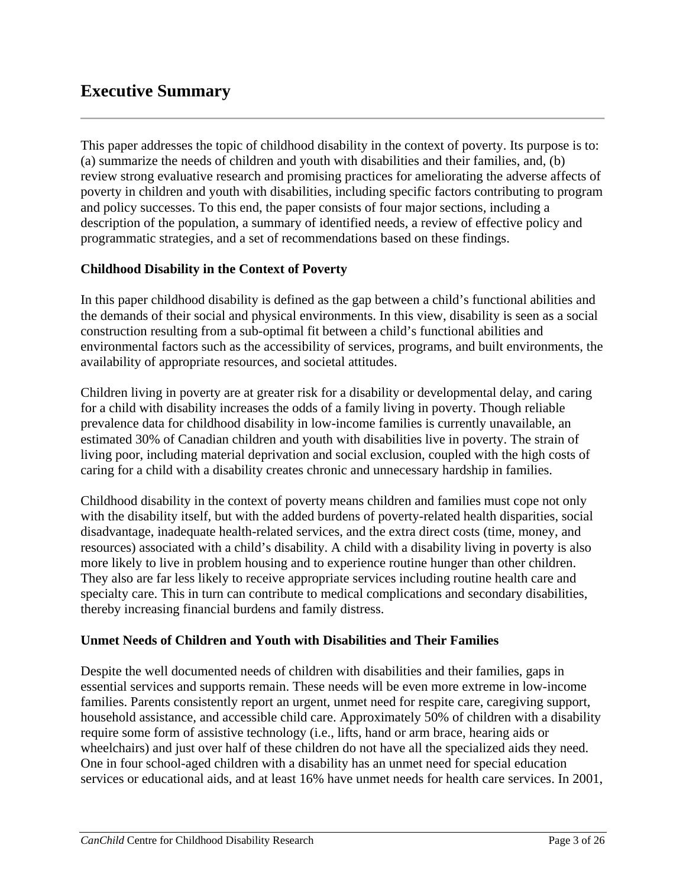# Executive Summary

This paper addresses the topic of childhood disability in the context of poverty. Its purpose is to: (a) summarize the needs of children and youth with disabilities and their families, and, (b) review strong evaluative research and promising practices for ameliorating the adverse affects of poverty in children and youth with disabilities, including specific factors contributing to program and policy successes. To this end, the paper consists of four major sections, including a description of the population, a summary of identified needs, a review of effective policy and programmatic strategies, and a set of recommendations based on these findings.

**Childhood Disability in the Context of Poverty**

In this paper childhood disability is defined as the gap between a child's functional abilities and the demands of their social and physical environments. In this view, disability is seen as a social construction resulting from a sub-optimal fit between a child's functional abilities and environmental factors such as the accessibility of services, programs, and built environments, the availability of appropriate resources, and societal attitudes.

Children living in poverty are at greater risk for a disability or developmental delay, and caring for a child with disability increases the odds of a family living in poverty. Though reliable prevalence data for childhood disability in low-income families is currently unavailable, an estimated 30% of Canadian children and youth with disabilities live in poverty. The strain of living poor, including material deprivation and social exclusion, coupled with the high costs of caring for a child with a disability creates chronic and unnecessary hardship in families.

Childhood disability in the context of poverty means children and families must cope not only with the disability itself, but with the added burdens of poverty-related health disparities, social disadvantage, inadequate health-related services, and the extra direct costs (time, money, and resources) associated with a child's disability. A child with a disability living in poverty is also more likely to live in problem housing and to experience routine hunger than other children. They also are far less likely to receive appropriate services including routine health care and specialty care. This in turn can contribute to medical complications and secondary disabilities, thereby increasing financial burdens and family distress.

**Unmet Needs of Children and Youth with Disabilities and Their Families**

Despite the well documented needs of children with disabilities and their families, gaps in essential services and supports remain. These needs will be even more extreme in low-income families. Parents consistently report an urgent, unmet need for respite care, caregiving support, household assistance, and accessible child care. Approximately 50% of children with a disability require some form of assistive technology (i.e., lifts, hand or arm brace, hearing aids or wheelchairs) and just over half of these children do not have all the specialized aids they need. One in four school-aged children with a disability has an unmet need for special education services or educational aids, and at least 16% have unmet needs for health care services. In 2001,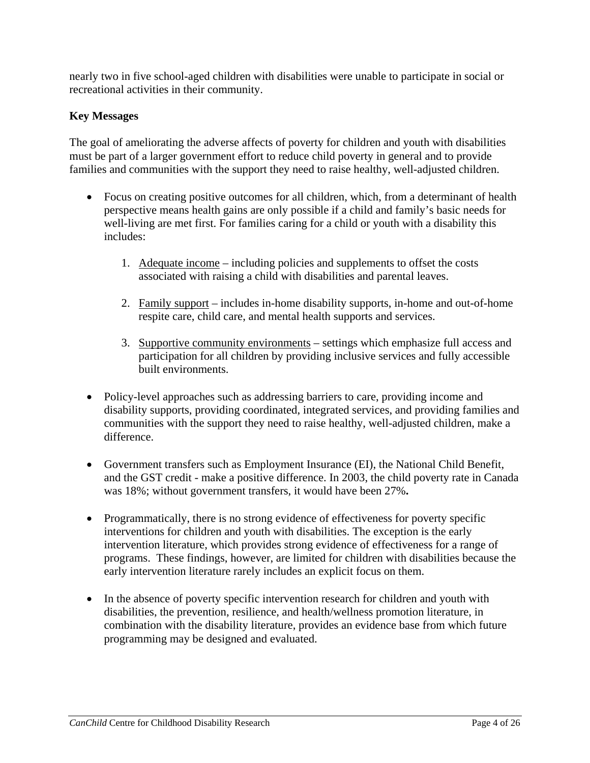nearly two in five school-aged children with disabilities were unable to participate in social or recreational activities in their community.

**Key Messages**

The goal of ameliorating the adverse affects of poverty for children and youth with disabilities must be part of a larger government effort to reduce child poverty in general and to provide families and communities with the support they need to raise healthy, well-adjusted children.

- Focus on creating positive outcomes for all children, which, from a determinant of health perspective means health gains are only possible if a child and family's basic needs for well-living are met first. For families caring for a child or youth with a disability this includes:

    1. Adequate income – including policies and supplements to offset the costs associated with raising a child with disabilities and parental leaves.

    2. Family support – includes in-home disability supports, in-home and out-of-home respite care, child care, and mental health supports and services.

    3. Supportive community environments – settings which emphasize full access and participation for all children by providing inclusive services and fully accessible built environments.

- Policy-level approaches such as addressing barriers to care, providing income and disability supports, providing coordinated, integrated services, and providing families and communities with the support they need to raise healthy, well-adjusted children, make a difference.

- Government transfers such as Employment Insurance (EI), the National Child Benefit, and the GST credit - make a positive difference. In 2003, the child poverty rate in Canada was 18%; without government transfers, it would have been 27%**.**

- Programmatically, there is no strong evidence of effectiveness for poverty specific interventions for children and youth with disabilities. The exception is the early intervention literature, which provides strong evidence of effectiveness for a range of programs. These findings, however, are limited for children with disabilities because the early intervention literature rarely includes an explicit focus on them.

- In the absence of poverty specific intervention research for children and youth with disabilities, the prevention, resilience, and health/wellness promotion literature, in combination with the disability literature, provides an evidence base from which future programming may be designed and evaluated.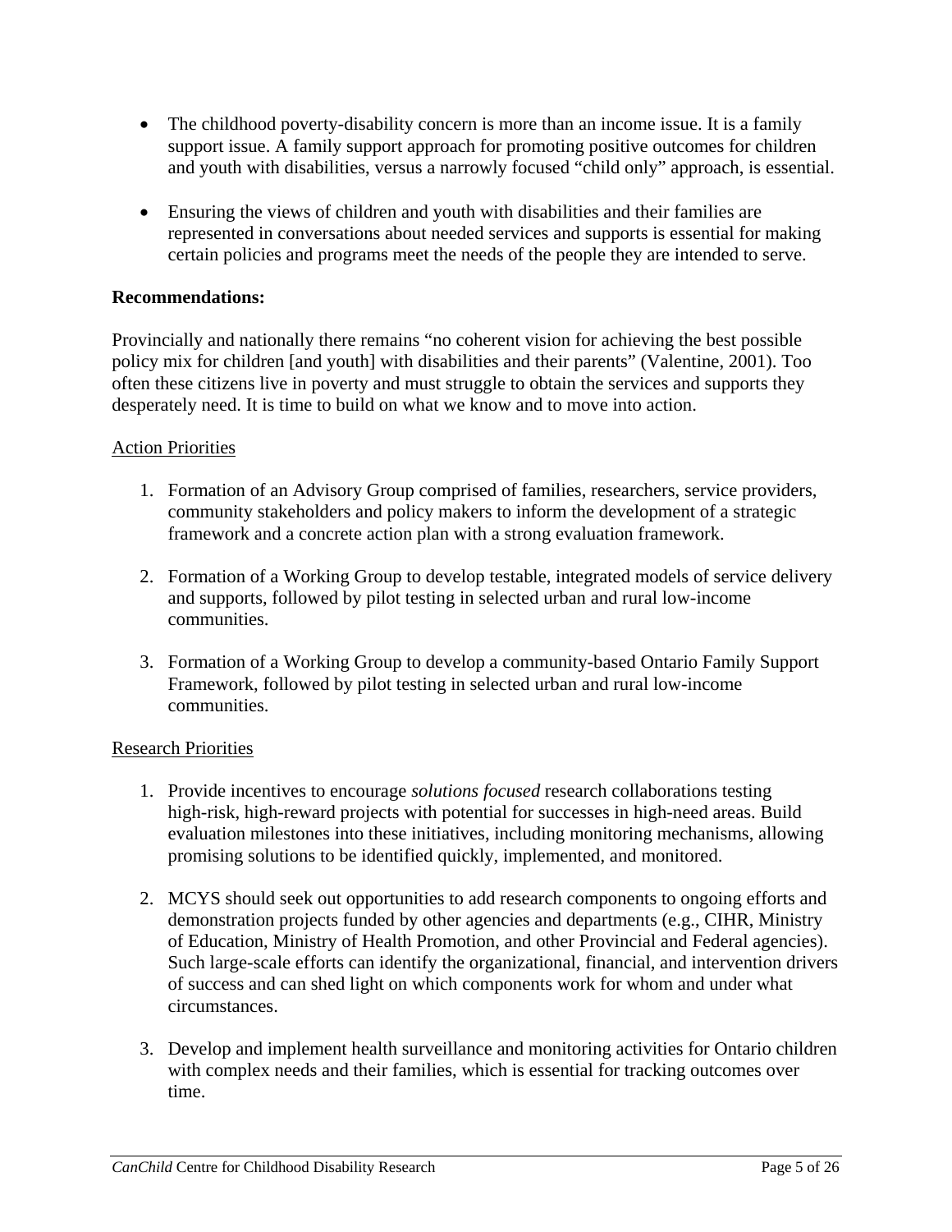- The childhood poverty-disability concern is more than an income issue. It is a family support issue. A family support approach for promoting positive outcomes for children and youth with disabilities, versus a narrowly focused "child only" approach, is essential.

- Ensuring the views of children and youth with disabilities and their families are represented in conversations about needed services and supports is essential for making certain policies and programs meet the needs of the people they are intended to serve.

**Recommendations:**

Provincially and nationally there remains "no coherent vision for achieving the best possible policy mix for children [and youth] with disabilities and their parents" (Valentine, 2001). Too often these citizens live in poverty and must struggle to obtain the services and supports they desperately need. It is time to build on what we know and to move into action.

<u>Action Priorities</u>

1. Formation of an Advisory Group comprised of families, researchers, service providers, community stakeholders and policy makers to inform the development of a strategic framework and a concrete action plan with a strong evaluation framework.

2. Formation of a Working Group to develop testable, integrated models of service delivery and supports, followed by pilot testing in selected urban and rural low-income communities.

3. Formation of a Working Group to develop a community-based Ontario Family Support Framework, followed by pilot testing in selected urban and rural low-income communities.

<u>Research Priorities</u>

1. Provide incentives to encourage *solutions focused* research collaborations testing high-risk, high-reward projects with potential for successes in high-need areas. Build evaluation milestones into these initiatives, including monitoring mechanisms, allowing promising solutions to be identified quickly, implemented, and monitored.

2. MCYS should seek out opportunities to add research components to ongoing efforts and demonstration projects funded by other agencies and departments (e.g., CIHR, Ministry of Education, Ministry of Health Promotion, and other Provincial and Federal agencies). Such large-scale efforts can identify the organizational, financial, and intervention drivers of success and can shed light on which components work for whom and under what circumstances.

3. Develop and implement health surveillance and monitoring activities for Ontario children with complex needs and their families, which is essential for tracking outcomes over time.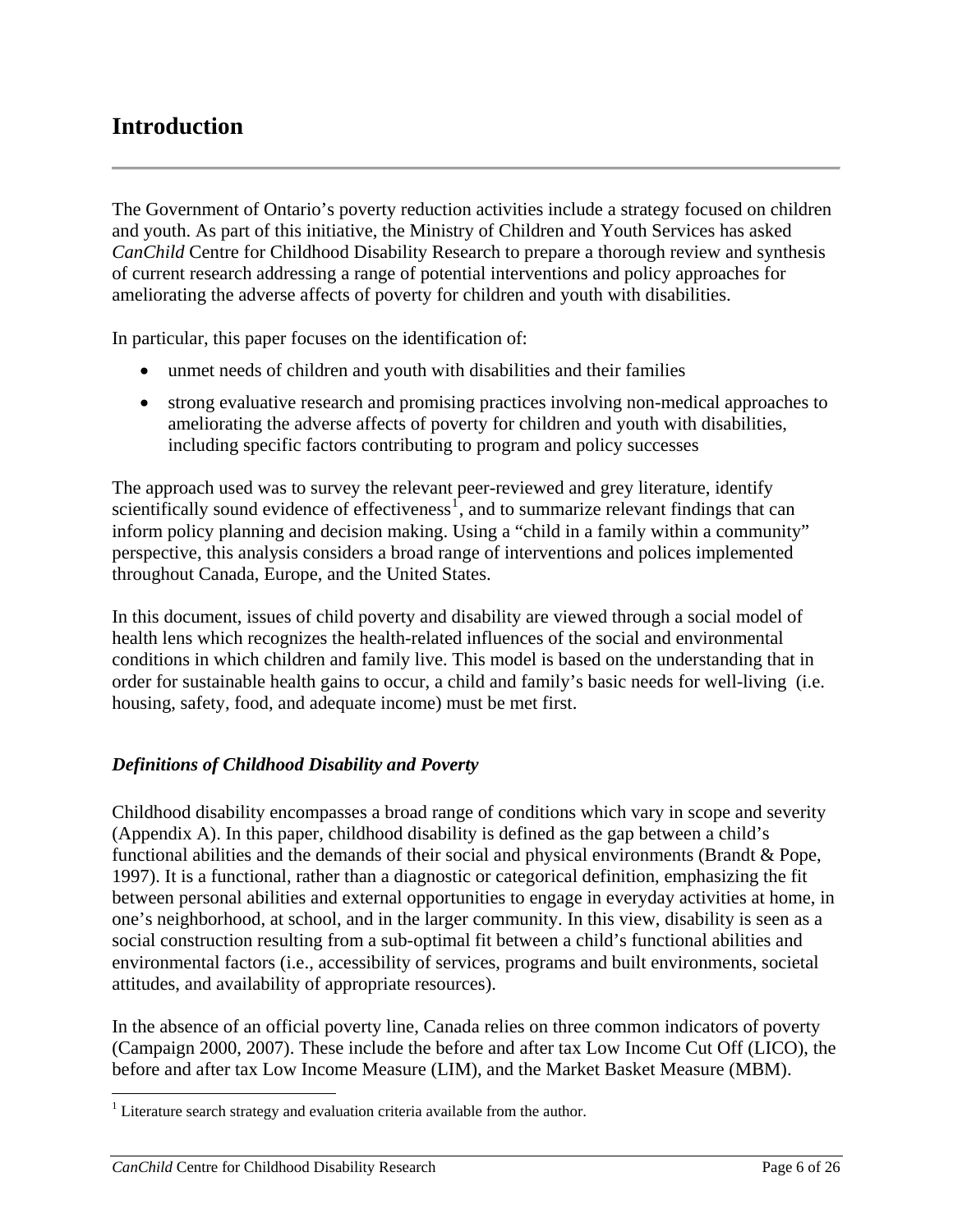# Introduction

The Government of Ontario's poverty reduction activities include a strategy focused on children and youth. As part of this initiative, the Ministry of Children and Youth Services has asked *CanChild* Centre for Childhood Disability Research to prepare a thorough review and synthesis of current research addressing a range of potential interventions and policy approaches for ameliorating the adverse affects of poverty for children and youth with disabilities.

In particular, this paper focuses on the identification of:

- unmet needs of children and youth with disabilities and their families
- strong evaluative research and promising practices involving non-medical approaches to ameliorating the adverse affects of poverty for children and youth with disabilities, including specific factors contributing to program and policy successes

The approach used was to survey the relevant peer-reviewed and grey literature, identify scientifically sound evidence of effectiveness[1], and to summarize relevant findings that can inform policy planning and decision making. Using a "child in a family within a community" perspective, this analysis considers a broad range of interventions and polices implemented throughout Canada, Europe, and the United States.

In this document, issues of child poverty and disability are viewed through a social model of health lens which recognizes the health-related influences of the social and environmental conditions in which children and family live. This model is based on the understanding that in order for sustainable health gains to occur, a child and family's basic needs for well-living (i.e. housing, safety, food, and adequate income) must be met first.

### *Definitions of Childhood Disability and Poverty*

Childhood disability encompasses a broad range of conditions which vary in scope and severity (Appendix A). In this paper, childhood disability is defined as the gap between a child's functional abilities and the demands of their social and physical environments (Brandt & Pope, 1997). It is a functional, rather than a diagnostic or categorical definition, emphasizing the fit between personal abilities and external opportunities to engage in everyday activities at home, in one's neighborhood, at school, and in the larger community. In this view, disability is seen as a social construction resulting from a sub-optimal fit between a child's functional abilities and environmental factors (i.e., accessibility of services, programs and built environments, societal attitudes, and availability of appropriate resources).

In the absence of an official poverty line, Canada relies on three common indicators of poverty (Campaign 2000, 2007). These include the before and after tax Low Income Cut Off (LICO), the before and after tax Low Income Measure (LIM), and the Market Basket Measure (MBM).

[1] Literature search strategy and evaluation criteria available from the author.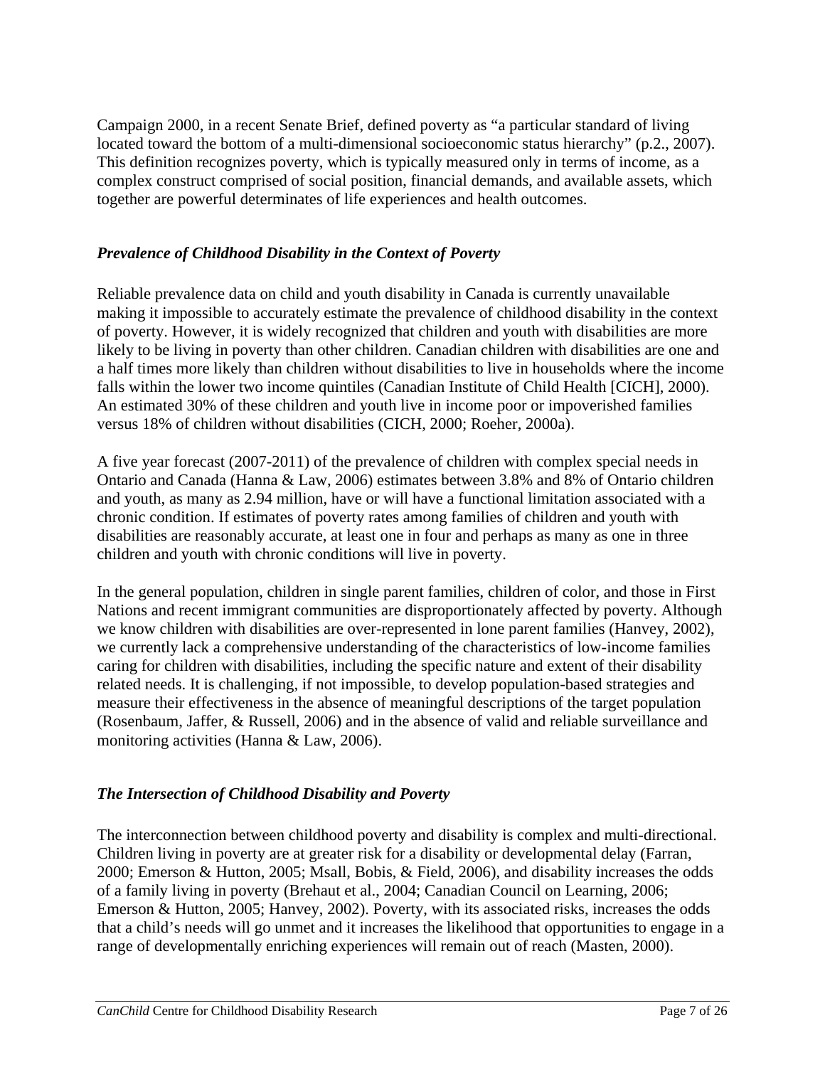Campaign 2000, in a recent Senate Brief, defined poverty as "a particular standard of living located toward the bottom of a multi-dimensional socioeconomic status hierarchy" (p.2., 2007). This definition recognizes poverty, which is typically measured only in terms of income, as a complex construct comprised of social position, financial demands, and available assets, which together are powerful determinates of life experiences and health outcomes.

### *Prevalence of Childhood Disability in the Context of Poverty*

Reliable prevalence data on child and youth disability in Canada is currently unavailable making it impossible to accurately estimate the prevalence of childhood disability in the context of poverty. However, it is widely recognized that children and youth with disabilities are more likely to be living in poverty than other children. Canadian children with disabilities are one and a half times more likely than children without disabilities to live in households where the income falls within the lower two income quintiles (Canadian Institute of Child Health [CICH], 2000). An estimated 30% of these children and youth live in income poor or impoverished families versus 18% of children without disabilities (CICH, 2000; Roeher, 2000a).

A five year forecast (2007-2011) of the prevalence of children with complex special needs in Ontario and Canada (Hanna & Law, 2006) estimates between 3.8% and 8% of Ontario children and youth, as many as 2.94 million, have or will have a functional limitation associated with a chronic condition. If estimates of poverty rates among families of children and youth with disabilities are reasonably accurate, at least one in four and perhaps as many as one in three children and youth with chronic conditions will live in poverty.

In the general population, children in single parent families, children of color, and those in First Nations and recent immigrant communities are disproportionately affected by poverty. Although we know children with disabilities are over-represented in lone parent families (Hanvey, 2002), we currently lack a comprehensive understanding of the characteristics of low-income families caring for children with disabilities, including the specific nature and extent of their disability related needs. It is challenging, if not impossible, to develop population-based strategies and measure their effectiveness in the absence of meaningful descriptions of the target population (Rosenbaum, Jaffer, & Russell, 2006) and in the absence of valid and reliable surveillance and monitoring activities (Hanna & Law, 2006).

### *The Intersection of Childhood Disability and Poverty*

The interconnection between childhood poverty and disability is complex and multi-directional. Children living in poverty are at greater risk for a disability or developmental delay (Farran, 2000; Emerson & Hutton, 2005; Msall, Bobis, & Field, 2006), and disability increases the odds of a family living in poverty (Brehaut et al., 2004; Canadian Council on Learning, 2006; Emerson & Hutton, 2005; Hanvey, 2002). Poverty, with its associated risks, increases the odds that a child's needs will go unmet and it increases the likelihood that opportunities to engage in a range of developmentally enriching experiences will remain out of reach (Masten, 2000).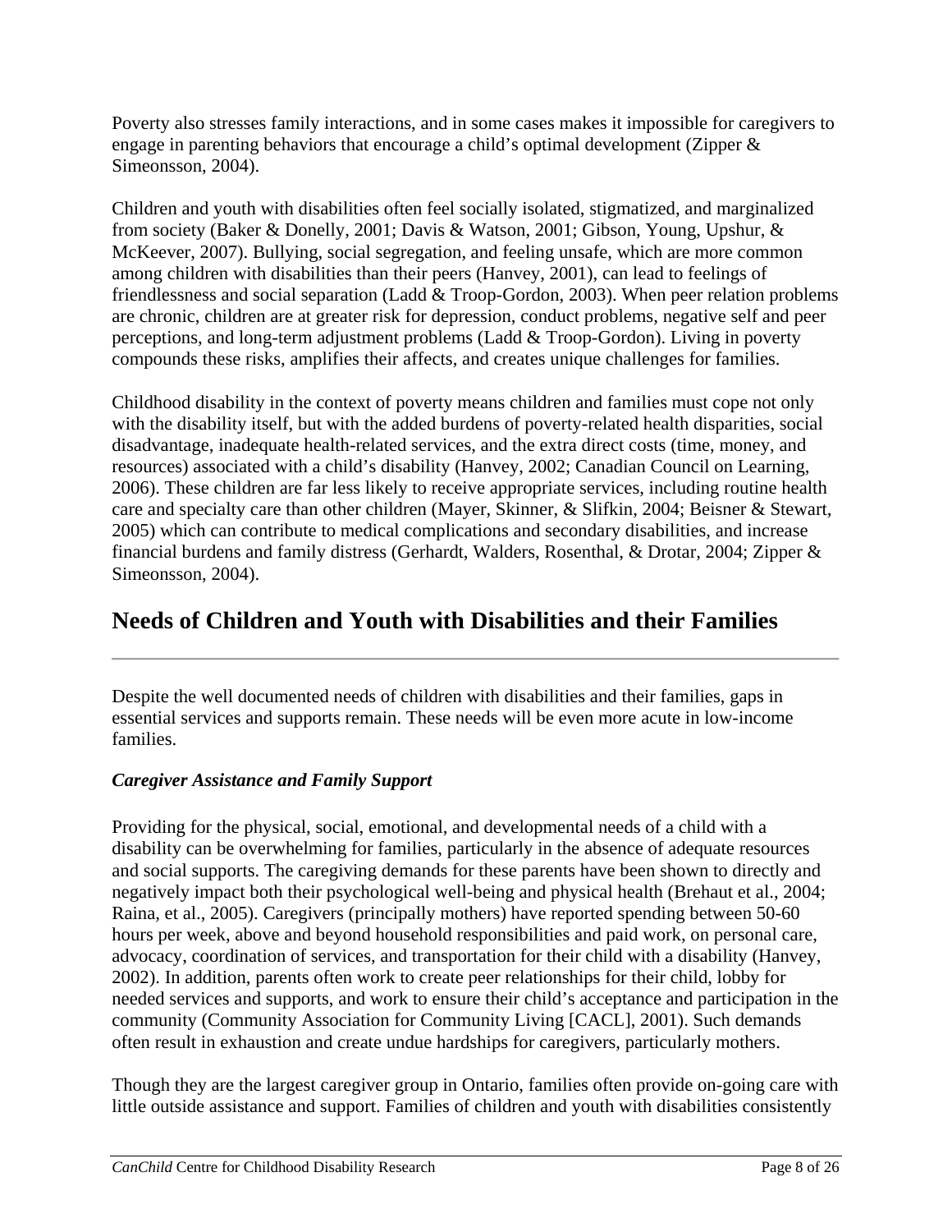Poverty also stresses family interactions, and in some cases makes it impossible for caregivers to engage in parenting behaviors that encourage a child's optimal development (Zipper & Simeonsson, 2004).

Children and youth with disabilities often feel socially isolated, stigmatized, and marginalized from society (Baker & Donelly, 2001; Davis & Watson, 2001; Gibson, Young, Upshur, & McKeever, 2007). Bullying, social segregation, and feeling unsafe, which are more common among children with disabilities than their peers (Hanvey, 2001), can lead to feelings of friendlessness and social separation (Ladd & Troop-Gordon, 2003). When peer relation problems are chronic, children are at greater risk for depression, conduct problems, negative self and peer perceptions, and long-term adjustment problems (Ladd & Troop-Gordon). Living in poverty compounds these risks, amplifies their affects, and creates unique challenges for families.

Childhood disability in the context of poverty means children and families must cope not only with the disability itself, but with the added burdens of poverty-related health disparities, social disadvantage, inadequate health-related services, and the extra direct costs (time, money, and resources) associated with a child's disability (Hanvey, 2002; Canadian Council on Learning, 2006). These children are far less likely to receive appropriate services, including routine health care and specialty care than other children (Mayer, Skinner, & Slifkin, 2004; Beisner & Stewart, 2005) which can contribute to medical complications and secondary disabilities, and increase financial burdens and family distress (Gerhardt, Walders, Rosenthal, & Drotar, 2004; Zipper & Simeonsson, 2004).

## Needs of Children and Youth with Disabilities and their Families

Despite the well documented needs of children with disabilities and their families, gaps in essential services and supports remain. These needs will be even more acute in low-income families.

### *Caregiver Assistance and Family Support*

Providing for the physical, social, emotional, and developmental needs of a child with a disability can be overwhelming for families, particularly in the absence of adequate resources and social supports. The caregiving demands for these parents have been shown to directly and negatively impact both their psychological well-being and physical health (Brehaut et al., 2004; Raina, et al., 2005). Caregivers (principally mothers) have reported spending between 50-60 hours per week, above and beyond household responsibilities and paid work, on personal care, advocacy, coordination of services, and transportation for their child with a disability (Hanvey, 2002). In addition, parents often work to create peer relationships for their child, lobby for needed services and supports, and work to ensure their child's acceptance and participation in the community (Community Association for Community Living [CACL], 2001). Such demands often result in exhaustion and create undue hardships for caregivers, particularly mothers.

Though they are the largest caregiver group in Ontario, families often provide on-going care with little outside assistance and support. Families of children and youth with disabilities consistently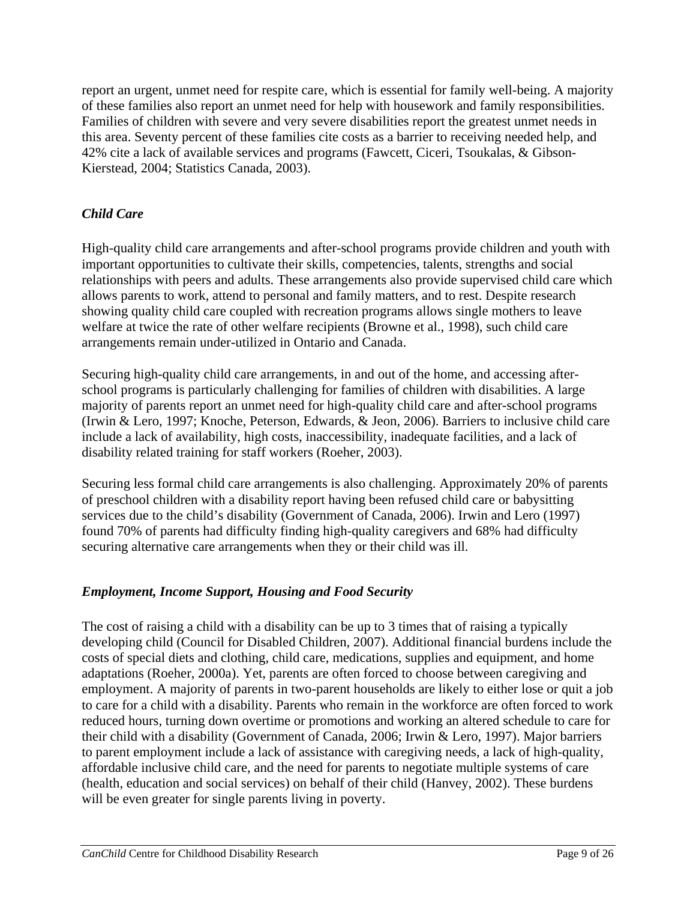report an urgent, unmet need for respite care, which is essential for family well-being. A majority of these families also report an unmet need for help with housework and family responsibilities. Families of children with severe and very severe disabilities report the greatest unmet needs in this area. Seventy percent of these families cite costs as a barrier to receiving needed help, and 42% cite a lack of available services and programs (Fawcett, Ciceri, Tsoukalas, & Gibson-Kierstead, 2004; Statistics Canada, 2003).

### *Child Care*

High-quality child care arrangements and after-school programs provide children and youth with important opportunities to cultivate their skills, competencies, talents, strengths and social relationships with peers and adults. These arrangements also provide supervised child care which allows parents to work, attend to personal and family matters, and to rest. Despite research showing quality child care coupled with recreation programs allows single mothers to leave welfare at twice the rate of other welfare recipients (Browne et al., 1998), such child care arrangements remain under-utilized in Ontario and Canada.

Securing high-quality child care arrangements, in and out of the home, and accessing after-school programs is particularly challenging for families of children with disabilities. A large majority of parents report an unmet need for high-quality child care and after-school programs (Irwin & Lero, 1997; Knoche, Peterson, Edwards, & Jeon, 2006). Barriers to inclusive child care include a lack of availability, high costs, inaccessibility, inadequate facilities, and a lack of disability related training for staff workers (Roeher, 2003).

Securing less formal child care arrangements is also challenging. Approximately 20% of parents of preschool children with a disability report having been refused child care or babysitting services due to the child's disability (Government of Canada, 2006). Irwin and Lero (1997) found 70% of parents had difficulty finding high-quality caregivers and 68% had difficulty securing alternative care arrangements when they or their child was ill.

### *Employment, Income Support, Housing and Food Security*

The cost of raising a child with a disability can be up to 3 times that of raising a typically developing child (Council for Disabled Children, 2007). Additional financial burdens include the costs of special diets and clothing, child care, medications, supplies and equipment, and home adaptations (Roeher, 2000a). Yet, parents are often forced to choose between caregiving and employment. A majority of parents in two-parent households are likely to either lose or quit a job to care for a child with a disability. Parents who remain in the workforce are often forced to work reduced hours, turning down overtime or promotions and working an altered schedule to care for their child with a disability (Government of Canada, 2006; Irwin & Lero, 1997). Major barriers to parent employment include a lack of assistance with caregiving needs, a lack of high-quality, affordable inclusive child care, and the need for parents to negotiate multiple systems of care (health, education and social services) on behalf of their child (Hanvey, 2002). These burdens will be even greater for single parents living in poverty.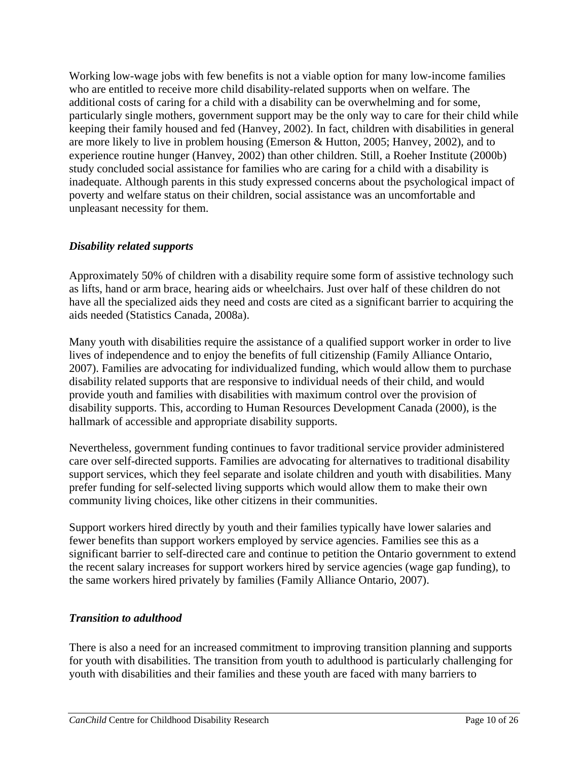Working low-wage jobs with few benefits is not a viable option for many low-income families who are entitled to receive more child disability-related supports when on welfare. The additional costs of caring for a child with a disability can be overwhelming and for some, particularly single mothers, government support may be the only way to care for their child while keeping their family housed and fed (Hanvey, 2002). In fact, children with disabilities in general are more likely to live in problem housing (Emerson & Hutton, 2005; Hanvey, 2002), and to experience routine hunger (Hanvey, 2002) than other children. Still, a Roeher Institute (2000b) study concluded social assistance for families who are caring for a child with a disability is inadequate. Although parents in this study expressed concerns about the psychological impact of poverty and welfare status on their children, social assistance was an uncomfortable and unpleasant necessity for them.

### *Disability related supports*

Approximately 50% of children with a disability require some form of assistive technology such as lifts, hand or arm brace, hearing aids or wheelchairs. Just over half of these children do not have all the specialized aids they need and costs are cited as a significant barrier to acquiring the aids needed (Statistics Canada, 2008a).

Many youth with disabilities require the assistance of a qualified support worker in order to live lives of independence and to enjoy the benefits of full citizenship (Family Alliance Ontario, 2007). Families are advocating for individualized funding, which would allow them to purchase disability related supports that are responsive to individual needs of their child, and would provide youth and families with disabilities with maximum control over the provision of disability supports. This, according to Human Resources Development Canada (2000), is the hallmark of accessible and appropriate disability supports.

Nevertheless, government funding continues to favor traditional service provider administered care over self-directed supports. Families are advocating for alternatives to traditional disability support services, which they feel separate and isolate children and youth with disabilities. Many prefer funding for self-selected living supports which would allow them to make their own community living choices, like other citizens in their communities.

Support workers hired directly by youth and their families typically have lower salaries and fewer benefits than support workers employed by service agencies. Families see this as a significant barrier to self-directed care and continue to petition the Ontario government to extend the recent salary increases for support workers hired by service agencies (wage gap funding), to the same workers hired privately by families (Family Alliance Ontario, 2007).

### *Transition to adulthood*

There is also a need for an increased commitment to improving transition planning and supports for youth with disabilities. The transition from youth to adulthood is particularly challenging for youth with disabilities and their families and these youth are faced with many barriers to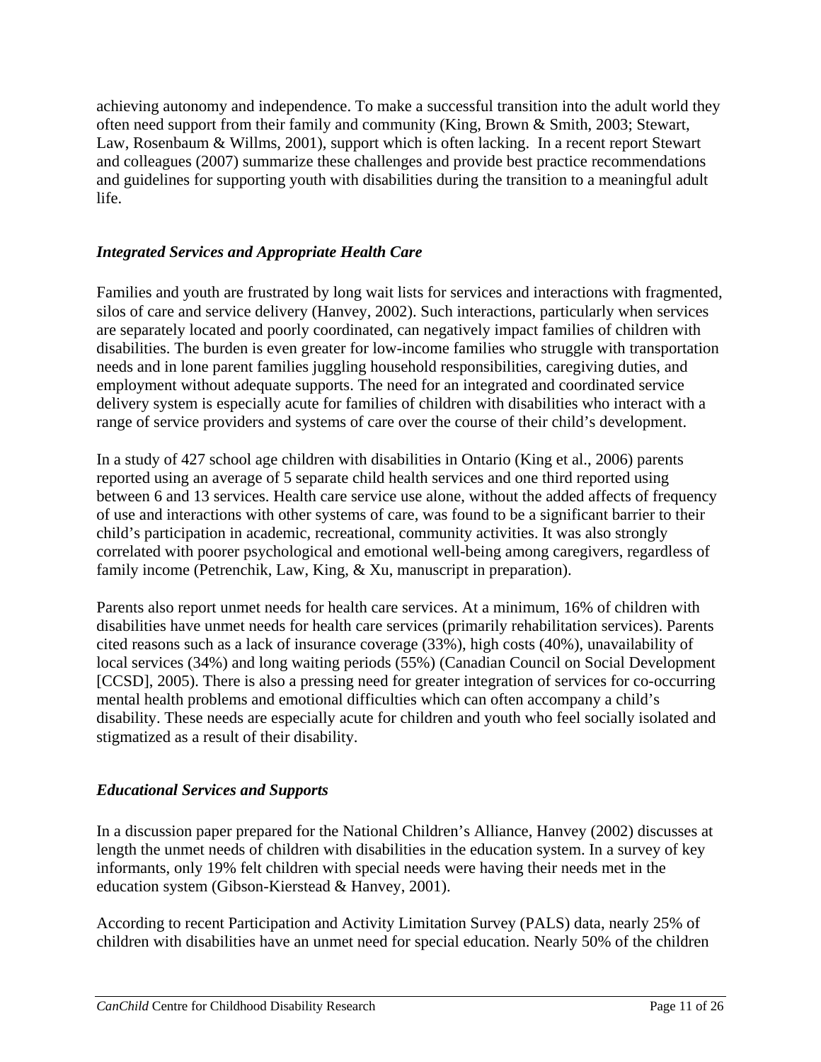achieving autonomy and independence. To make a successful transition into the adult world they often need support from their family and community (King, Brown & Smith, 2003; Stewart, Law, Rosenbaum & Willms, 2001), support which is often lacking. In a recent report Stewart and colleagues (2007) summarize these challenges and provide best practice recommendations and guidelines for supporting youth with disabilities during the transition to a meaningful adult life.

### *Integrated Services and Appropriate Health Care*

Families and youth are frustrated by long wait lists for services and interactions with fragmented, silos of care and service delivery (Hanvey, 2002). Such interactions, particularly when services are separately located and poorly coordinated, can negatively impact families of children with disabilities. The burden is even greater for low-income families who struggle with transportation needs and in lone parent families juggling household responsibilities, caregiving duties, and employment without adequate supports. The need for an integrated and coordinated service delivery system is especially acute for families of children with disabilities who interact with a range of service providers and systems of care over the course of their child's development.

In a study of 427 school age children with disabilities in Ontario (King et al., 2006) parents reported using an average of 5 separate child health services and one third reported using between 6 and 13 services. Health care service use alone, without the added affects of frequency of use and interactions with other systems of care, was found to be a significant barrier to their child's participation in academic, recreational, community activities. It was also strongly correlated with poorer psychological and emotional well-being among caregivers, regardless of family income (Petrenchik, Law, King, & Xu, manuscript in preparation).

Parents also report unmet needs for health care services. At a minimum, 16% of children with disabilities have unmet needs for health care services (primarily rehabilitation services). Parents cited reasons such as a lack of insurance coverage (33%), high costs (40%), unavailability of local services (34%) and long waiting periods (55%) (Canadian Council on Social Development [CCSD], 2005). There is also a pressing need for greater integration of services for co-occurring mental health problems and emotional difficulties which can often accompany a child's disability. These needs are especially acute for children and youth who feel socially isolated and stigmatized as a result of their disability.

### *Educational Services and Supports*

In a discussion paper prepared for the National Children's Alliance, Hanvey (2002) discusses at length the unmet needs of children with disabilities in the education system. In a survey of key informants, only 19% felt children with special needs were having their needs met in the education system (Gibson-Kierstead & Hanvey, 2001).

According to recent Participation and Activity Limitation Survey (PALS) data, nearly 25% of children with disabilities have an unmet need for special education. Nearly 50% of the children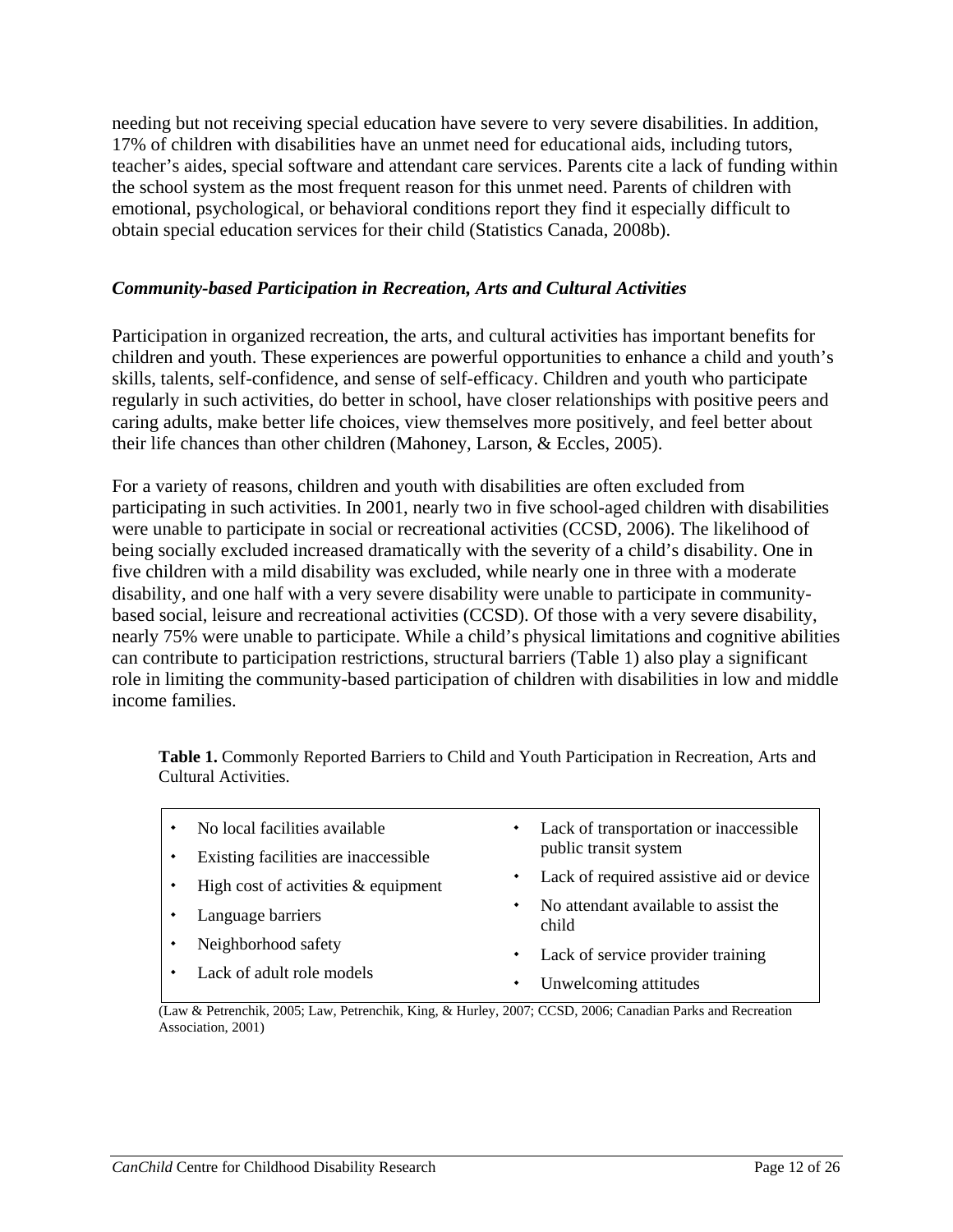needing but not receiving special education have severe to very severe disabilities. In addition, 17% of children with disabilities have an unmet need for educational aids, including tutors, teacher's aides, special software and attendant care services. Parents cite a lack of funding within the school system as the most frequent reason for this unmet need. Parents of children with emotional, psychological, or behavioral conditions report they find it especially difficult to obtain special education services for their child (Statistics Canada, 2008b).

### *Community-based Participation in Recreation, Arts and Cultural Activities*

Participation in organized recreation, the arts, and cultural activities has important benefits for children and youth. These experiences are powerful opportunities to enhance a child and youth's skills, talents, self-confidence, and sense of self-efficacy. Children and youth who participate regularly in such activities, do better in school, have closer relationships with positive peers and caring adults, make better life choices, view themselves more positively, and feel better about their life chances than other children (Mahoney, Larson, & Eccles, 2005).

For a variety of reasons, children and youth with disabilities are often excluded from participating in such activities. In 2001, nearly two in five school-aged children with disabilities were unable to participate in social or recreational activities (CCSD, 2006). The likelihood of being socially excluded increased dramatically with the severity of a child's disability. One in five children with a mild disability was excluded, while nearly one in three with a moderate disability, and one half with a very severe disability were unable to participate in community-based social, leisure and recreational activities (CCSD). Of those with a very severe disability, nearly 75% were unable to participate. While a child's physical limitations and cognitive abilities can contribute to participation restrictions, structural barriers (Table 1) also play a significant role in limiting the community-based participation of children with disabilities in low and middle income families.

**Table 1.** Commonly Reported Barriers to Child and Youth Participation in Recreation, Arts and Cultural Activities.

- No local facilities available
- Existing facilities are inaccessible
- High cost of activities & equipment
- Language barriers
- Neighborhood safety
- Lack of adult role models
- Lack of transportation or inaccessible public transit system
- Lack of required assistive aid or device
- No attendant available to assist the child
- Lack of service provider training
- Unwelcoming attitudes

(Law & Petrenchik, 2005; Law, Petrenchik, King, & Hurley, 2007; CCSD, 2006; Canadian Parks and Recreation Association, 2001)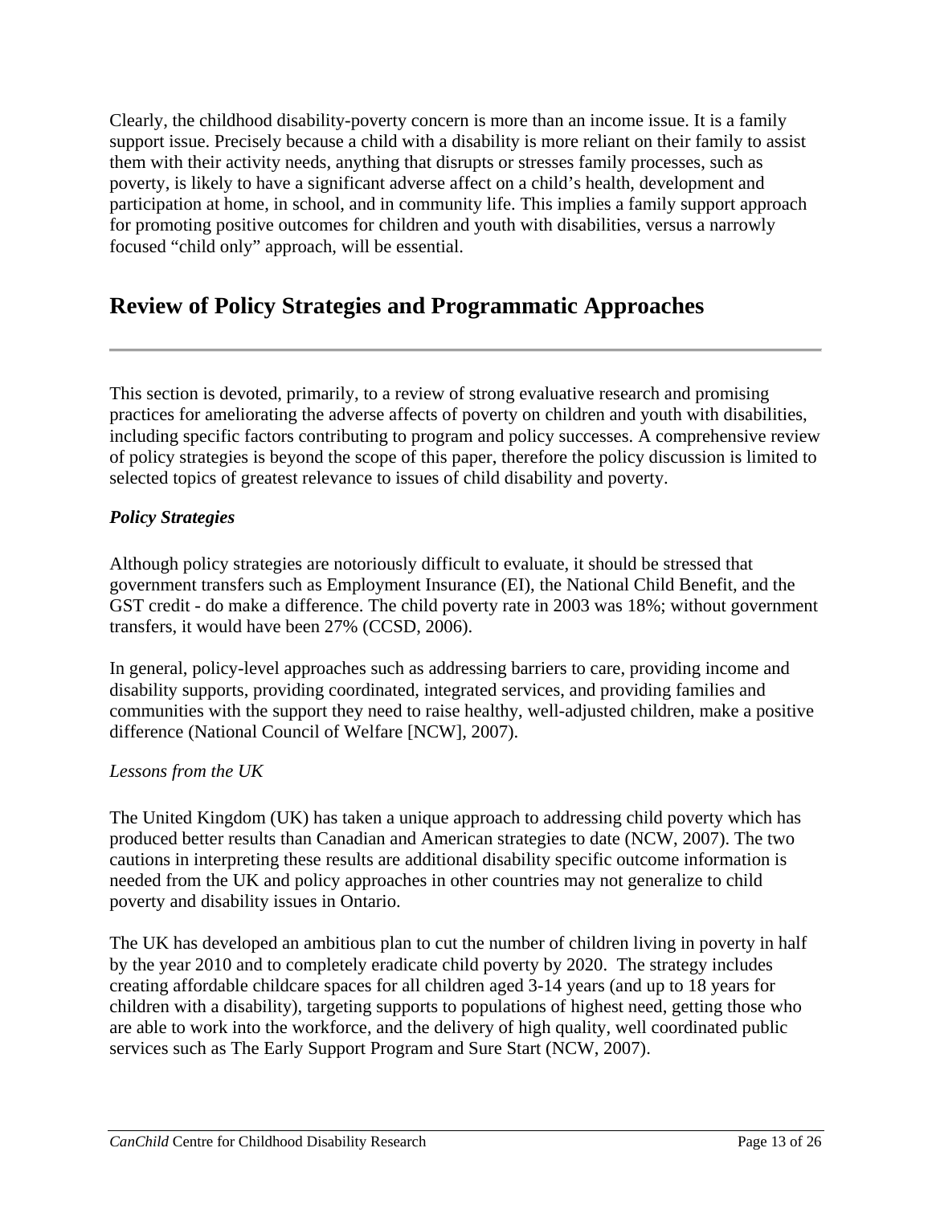Clearly, the childhood disability-poverty concern is more than an income issue. It is a family support issue. Precisely because a child with a disability is more reliant on their family to assist them with their activity needs, anything that disrupts or stresses family processes, such as poverty, is likely to have a significant adverse affect on a child's health, development and participation at home, in school, and in community life. This implies a family support approach for promoting positive outcomes for children and youth with disabilities, versus a narrowly focused "child only" approach, will be essential.

## Review of Policy Strategies and Programmatic Approaches

This section is devoted, primarily, to a review of strong evaluative research and promising practices for ameliorating the adverse affects of poverty on children and youth with disabilities, including specific factors contributing to program and policy successes. A comprehensive review of policy strategies is beyond the scope of this paper, therefore the policy discussion is limited to selected topics of greatest relevance to issues of child disability and poverty.

### *Policy Strategies*

Although policy strategies are notoriously difficult to evaluate, it should be stressed that government transfers such as Employment Insurance (EI), the National Child Benefit, and the GST credit - do make a difference. The child poverty rate in 2003 was 18%; without government transfers, it would have been 27% (CCSD, 2006).

In general, policy-level approaches such as addressing barriers to care, providing income and disability supports, providing coordinated, integrated services, and providing families and communities with the support they need to raise healthy, well-adjusted children, make a positive difference (National Council of Welfare [NCW], 2007).

*Lessons from the UK*

The United Kingdom (UK) has taken a unique approach to addressing child poverty which has produced better results than Canadian and American strategies to date (NCW, 2007). The two cautions in interpreting these results are additional disability specific outcome information is needed from the UK and policy approaches in other countries may not generalize to child poverty and disability issues in Ontario.

The UK has developed an ambitious plan to cut the number of children living in poverty in half by the year 2010 and to completely eradicate child poverty by 2020. The strategy includes creating affordable childcare spaces for all children aged 3-14 years (and up to 18 years for children with a disability), targeting supports to populations of highest need, getting those who are able to work into the workforce, and the delivery of high quality, well coordinated public services such as The Early Support Program and Sure Start (NCW, 2007).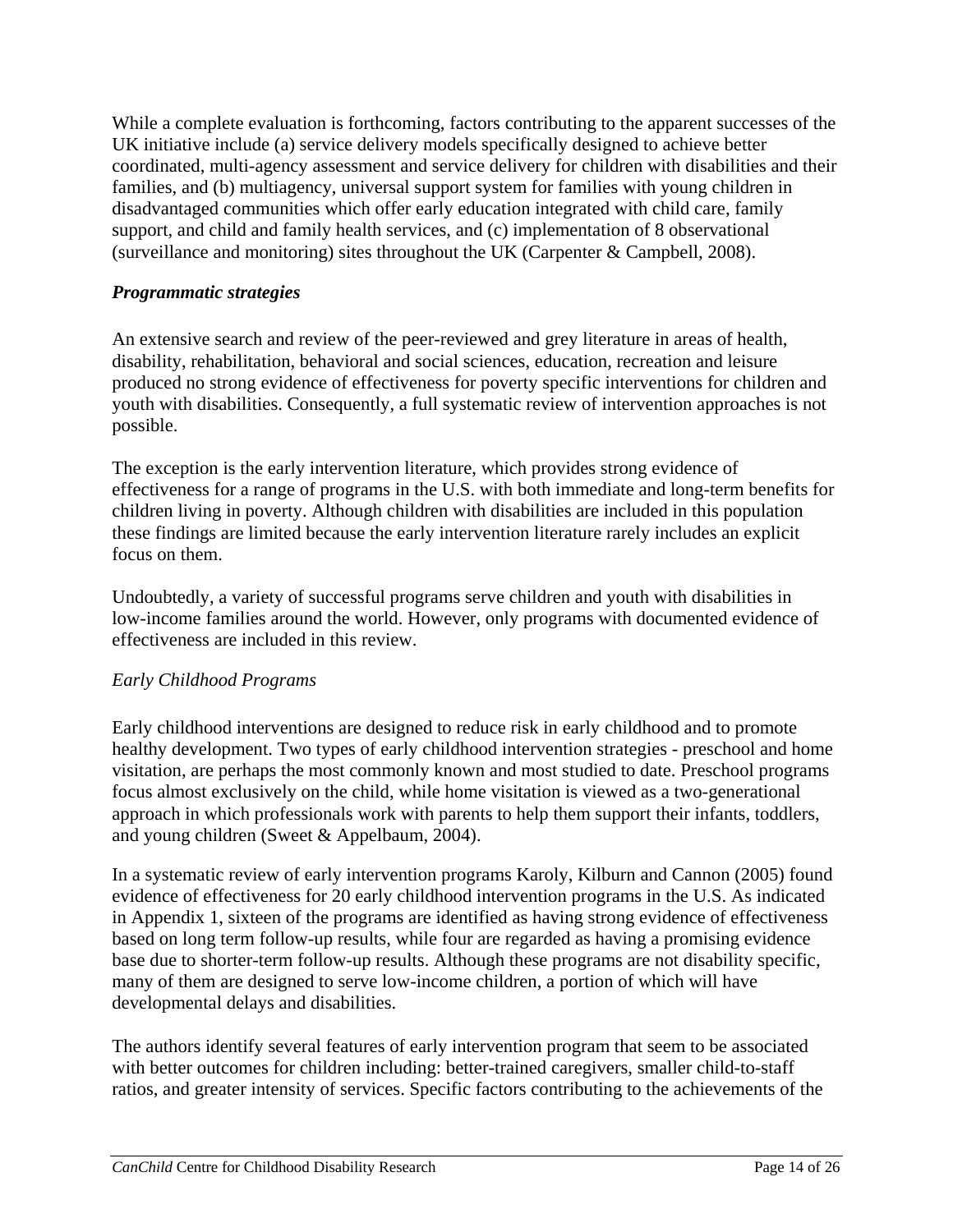While a complete evaluation is forthcoming, factors contributing to the apparent successes of the UK initiative include (a) service delivery models specifically designed to achieve better coordinated, multi-agency assessment and service delivery for children with disabilities and their families, and (b) multiagency, universal support system for families with young children in disadvantaged communities which offer early education integrated with child care, family support, and child and family health services, and (c) implementation of 8 observational (surveillance and monitoring) sites throughout the UK (Carpenter & Campbell, 2008).

### ***Programmatic strategies***

An extensive search and review of the peer-reviewed and grey literature in areas of health, disability, rehabilitation, behavioral and social sciences, education, recreation and leisure produced no strong evidence of effectiveness for poverty specific interventions for children and youth with disabilities. Consequently, a full systematic review of intervention approaches is not possible.

The exception is the early intervention literature, which provides strong evidence of effectiveness for a range of programs in the U.S. with both immediate and long-term benefits for children living in poverty. Although children with disabilities are included in this population these findings are limited because the early intervention literature rarely includes an explicit focus on them.

Undoubtedly, a variety of successful programs serve children and youth with disabilities in low-income families around the world. However, only programs with documented evidence of effectiveness are included in this review.

#### *Early Childhood Programs*

Early childhood interventions are designed to reduce risk in early childhood and to promote healthy development. Two types of early childhood intervention strategies - preschool and home visitation, are perhaps the most commonly known and most studied to date. Preschool programs focus almost exclusively on the child, while home visitation is viewed as a two-generational approach in which professionals work with parents to help them support their infants, toddlers, and young children (Sweet & Appelbaum, 2004).

In a systematic review of early intervention programs Karoly, Kilburn and Cannon (2005) found evidence of effectiveness for 20 early childhood intervention programs in the U.S. As indicated in Appendix 1, sixteen of the programs are identified as having strong evidence of effectiveness based on long term follow-up results, while four are regarded as having a promising evidence base due to shorter-term follow-up results. Although these programs are not disability specific, many of them are designed to serve low-income children, a portion of which will have developmental delays and disabilities.

The authors identify several features of early intervention program that seem to be associated with better outcomes for children including: better-trained caregivers, smaller child-to-staff ratios, and greater intensity of services. Specific factors contributing to the achievements of the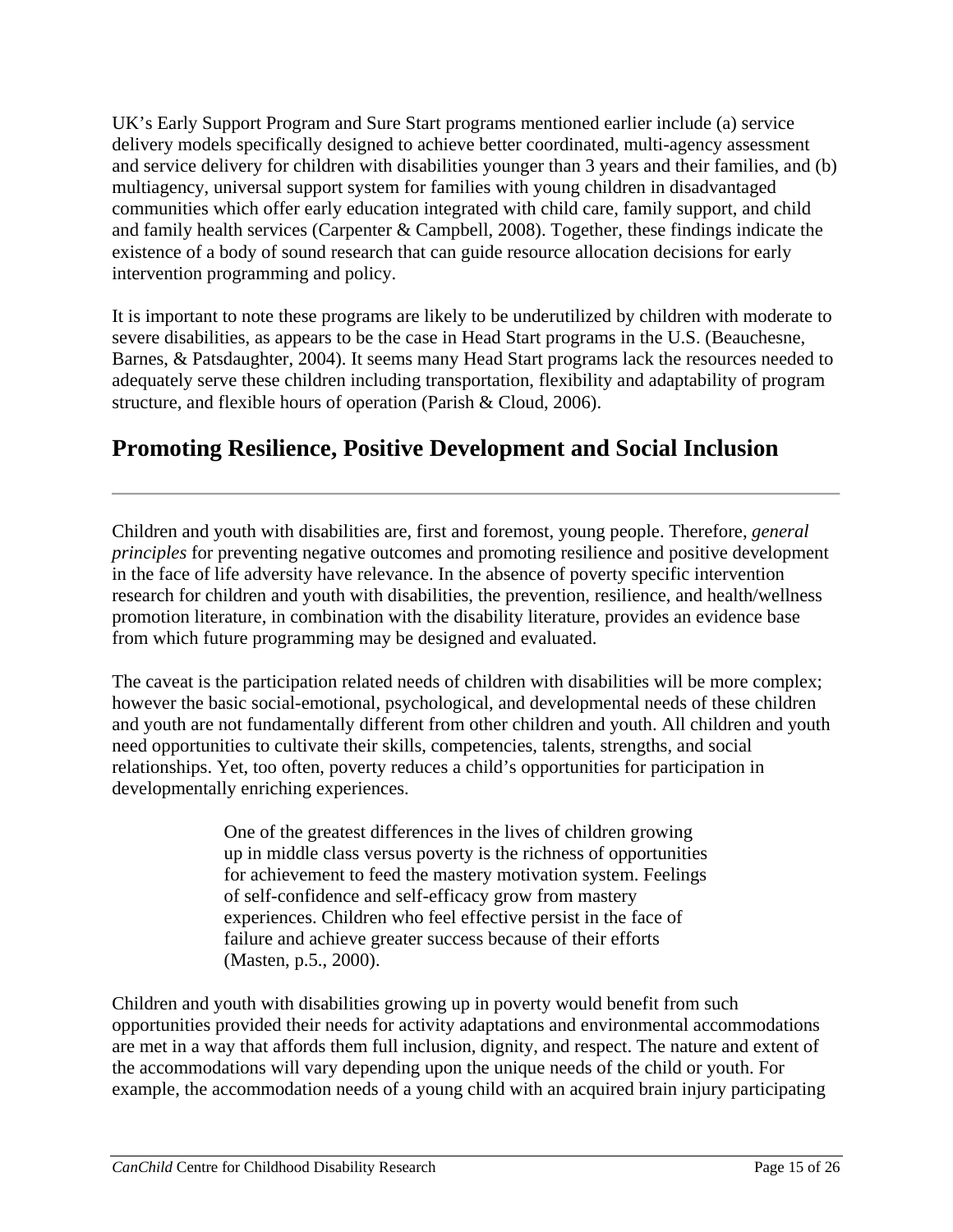UK's Early Support Program and Sure Start programs mentioned earlier include (a) service delivery models specifically designed to achieve better coordinated, multi-agency assessment and service delivery for children with disabilities younger than 3 years and their families, and (b) multiagency, universal support system for families with young children in disadvantaged communities which offer early education integrated with child care, family support, and child and family health services (Carpenter & Campbell, 2008). Together, these findings indicate the existence of a body of sound research that can guide resource allocation decisions for early intervention programming and policy.

It is important to note these programs are likely to be underutilized by children with moderate to severe disabilities, as appears to be the case in Head Start programs in the U.S. (Beauchesne, Barnes, & Patsdaughter, 2004). It seems many Head Start programs lack the resources needed to adequately serve these children including transportation, flexibility and adaptability of program structure, and flexible hours of operation (Parish & Cloud, 2006).

## Promoting Resilience, Positive Development and Social Inclusion

Children and youth with disabilities are, first and foremost, young people. Therefore, *general principles* for preventing negative outcomes and promoting resilience and positive development in the face of life adversity have relevance. In the absence of poverty specific intervention research for children and youth with disabilities, the prevention, resilience, and health/wellness promotion literature, in combination with the disability literature, provides an evidence base from which future programming may be designed and evaluated.

The caveat is the participation related needs of children with disabilities will be more complex; however the basic social-emotional, psychological, and developmental needs of these children and youth are not fundamentally different from other children and youth. All children and youth need opportunities to cultivate their skills, competencies, talents, strengths, and social relationships. Yet, too often, poverty reduces a child's opportunities for participation in developmentally enriching experiences.

> One of the greatest differences in the lives of children growing up in middle class versus poverty is the richness of opportunities for achievement to feed the mastery motivation system. Feelings of self-confidence and self-efficacy grow from mastery experiences. Children who feel effective persist in the face of failure and achieve greater success because of their efforts (Masten, p.5., 2000).

Children and youth with disabilities growing up in poverty would benefit from such opportunities provided their needs for activity adaptations and environmental accommodations are met in a way that affords them full inclusion, dignity, and respect. The nature and extent of the accommodations will vary depending upon the unique needs of the child or youth. For example, the accommodation needs of a young child with an acquired brain injury participating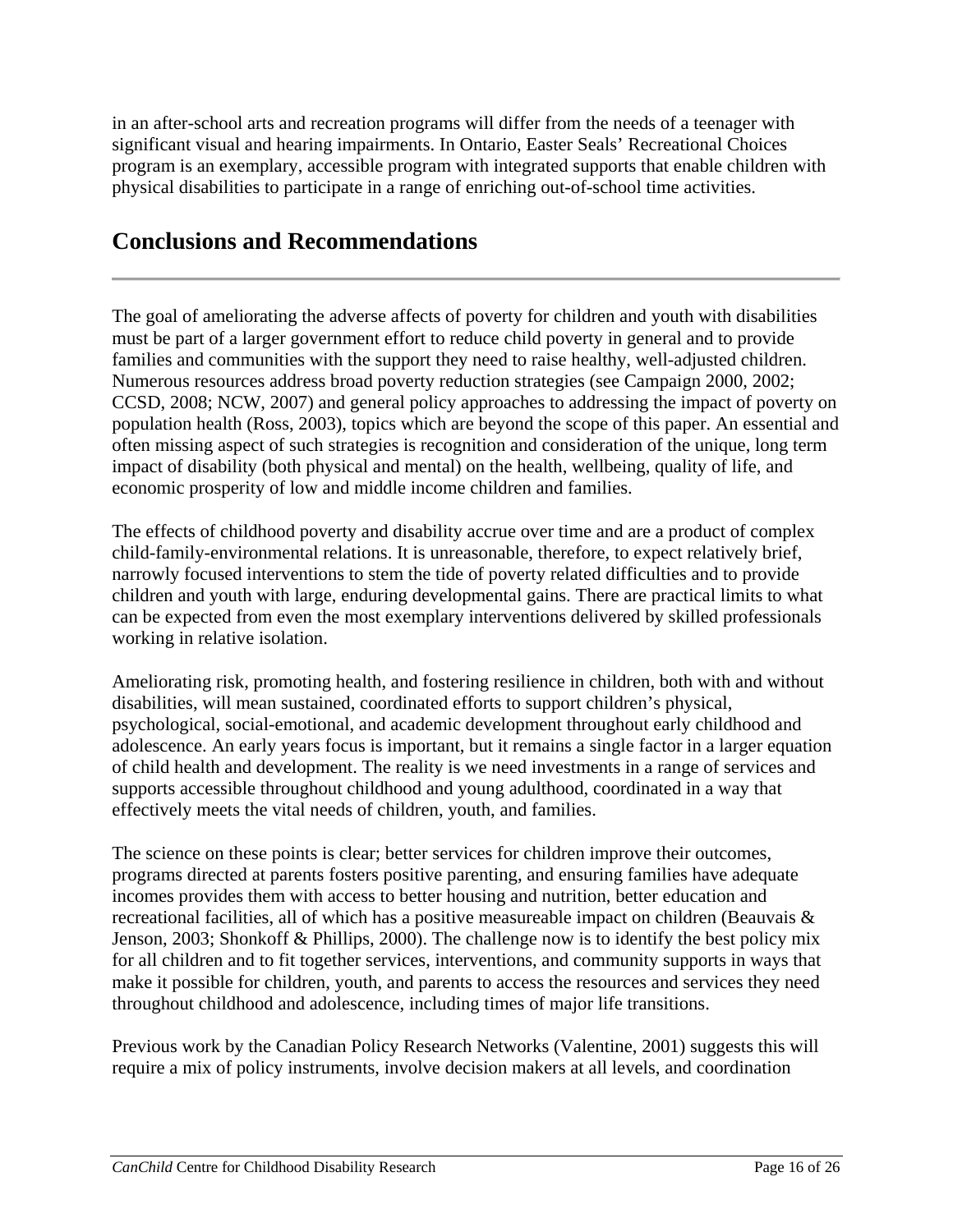in an after-school arts and recreation programs will differ from the needs of a teenager with significant visual and hearing impairments. In Ontario, Easter Seals' Recreational Choices program is an exemplary, accessible program with integrated supports that enable children with physical disabilities to participate in a range of enriching out-of-school time activities.

## Conclusions and Recommendations

The goal of ameliorating the adverse affects of poverty for children and youth with disabilities must be part of a larger government effort to reduce child poverty in general and to provide families and communities with the support they need to raise healthy, well-adjusted children. Numerous resources address broad poverty reduction strategies (see Campaign 2000, 2002; CCSD, 2008; NCW, 2007) and general policy approaches to addressing the impact of poverty on population health (Ross, 2003), topics which are beyond the scope of this paper. An essential and often missing aspect of such strategies is recognition and consideration of the unique, long term impact of disability (both physical and mental) on the health, wellbeing, quality of life, and economic prosperity of low and middle income children and families.

The effects of childhood poverty and disability accrue over time and are a product of complex child-family-environmental relations. It is unreasonable, therefore, to expect relatively brief, narrowly focused interventions to stem the tide of poverty related difficulties and to provide children and youth with large, enduring developmental gains. There are practical limits to what can be expected from even the most exemplary interventions delivered by skilled professionals working in relative isolation.

Ameliorating risk, promoting health, and fostering resilience in children, both with and without disabilities, will mean sustained, coordinated efforts to support children's physical, psychological, social-emotional, and academic development throughout early childhood and adolescence. An early years focus is important, but it remains a single factor in a larger equation of child health and development. The reality is we need investments in a range of services and supports accessible throughout childhood and young adulthood, coordinated in a way that effectively meets the vital needs of children, youth, and families.

The science on these points is clear; better services for children improve their outcomes, programs directed at parents fosters positive parenting, and ensuring families have adequate incomes provides them with access to better housing and nutrition, better education and recreational facilities, all of which has a positive measureable impact on children (Beauvais & Jenson, 2003; Shonkoff & Phillips, 2000). The challenge now is to identify the best policy mix for all children and to fit together services, interventions, and community supports in ways that make it possible for children, youth, and parents to access the resources and services they need throughout childhood and adolescence, including times of major life transitions.

Previous work by the Canadian Policy Research Networks (Valentine, 2001) suggests this will require a mix of policy instruments, involve decision makers at all levels, and coordination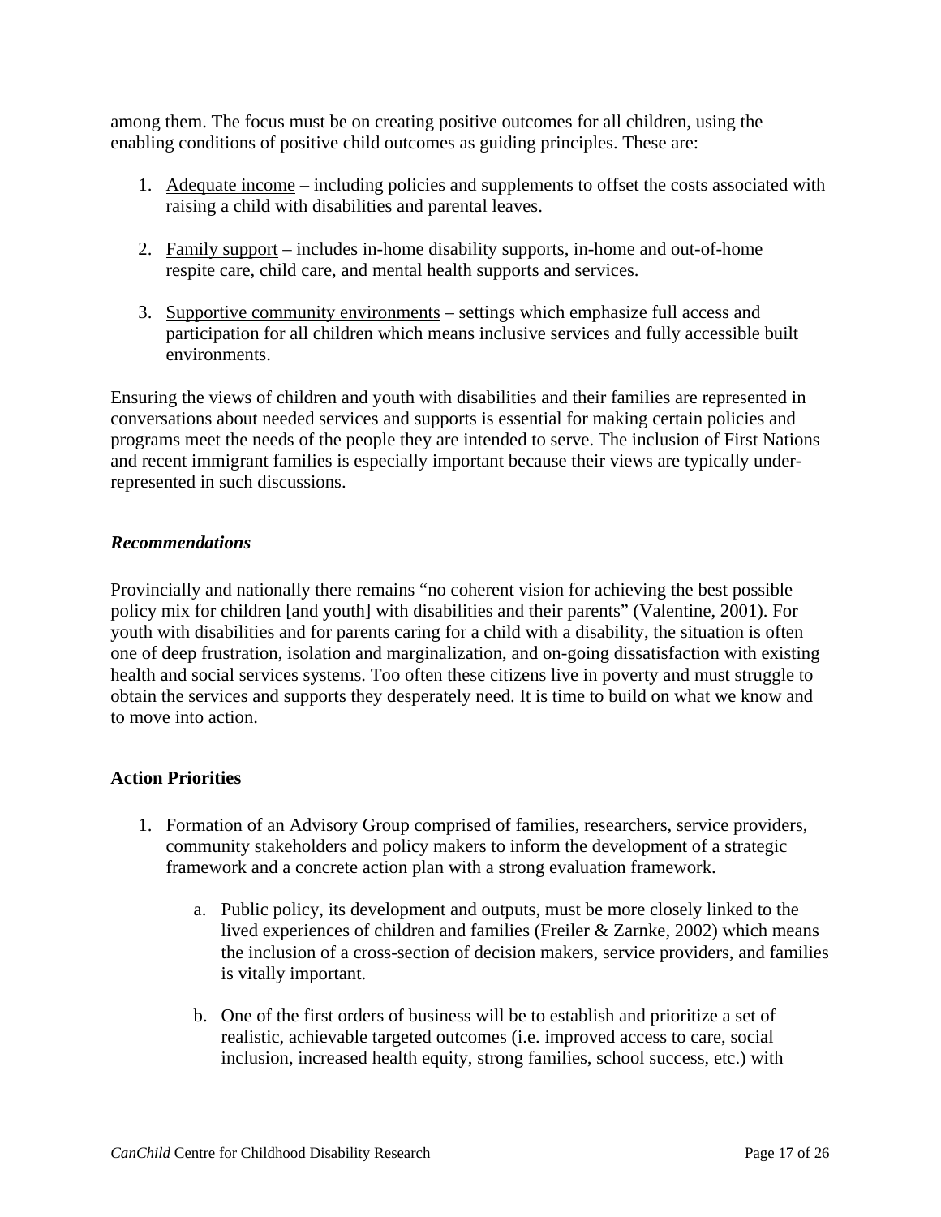among them. The focus must be on creating positive outcomes for all children, using the enabling conditions of positive child outcomes as guiding principles. These are:

1. Adequate income – including policies and supplements to offset the costs associated with raising a child with disabilities and parental leaves.

2. Family support – includes in-home disability supports, in-home and out-of-home respite care, child care, and mental health supports and services.

3. Supportive community environments – settings which emphasize full access and participation for all children which means inclusive services and fully accessible built environments.

Ensuring the views of children and youth with disabilities and their families are represented in conversations about needed services and supports is essential for making certain policies and programs meet the needs of the people they are intended to serve. The inclusion of First Nations and recent immigrant families is especially important because their views are typically under-represented in such discussions.

### *Recommendations*

Provincially and nationally there remains "no coherent vision for achieving the best possible policy mix for children [and youth] with disabilities and their parents" (Valentine, 2001). For youth with disabilities and for parents caring for a child with a disability, the situation is often one of deep frustration, isolation and marginalization, and on-going dissatisfaction with existing health and social services systems. Too often these citizens live in poverty and must struggle to obtain the services and supports they desperately need. It is time to build on what we know and to move into action.

### Action Priorities

1. Formation of an Advisory Group comprised of families, researchers, service providers, community stakeholders and policy makers to inform the development of a strategic framework and a concrete action plan with a strong evaluation framework.

    a. Public policy, its development and outputs, must be more closely linked to the lived experiences of children and families (Freiler & Zarnke, 2002) which means the inclusion of a cross-section of decision makers, service providers, and families is vitally important.

    b. One of the first orders of business will be to establish and prioritize a set of realistic, achievable targeted outcomes (i.e. improved access to care, social inclusion, increased health equity, strong families, school success, etc.) with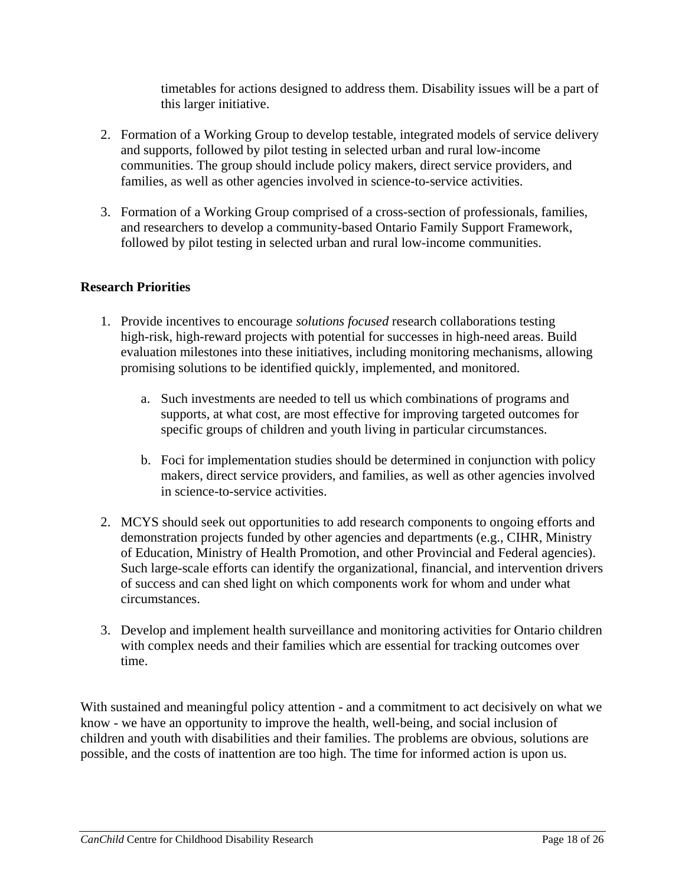timetables for actions designed to address them. Disability issues will be a part of this larger initiative.

2. Formation of a Working Group to develop testable, integrated models of service delivery and supports, followed by pilot testing in selected urban and rural low-income communities. The group should include policy makers, direct service providers, and families, as well as other agencies involved in science-to-service activities.

3. Formation of a Working Group comprised of a cross-section of professionals, families, and researchers to develop a community-based Ontario Family Support Framework, followed by pilot testing in selected urban and rural low-income communities.

**Research Priorities**

1. Provide incentives to encourage *solutions focused* research collaborations testing high-risk, high-reward projects with potential for successes in high-need areas. Build evaluation milestones into these initiatives, including monitoring mechanisms, allowing promising solutions to be identified quickly, implemented, and monitored.

    a. Such investments are needed to tell us which combinations of programs and supports, at what cost, are most effective for improving targeted outcomes for specific groups of children and youth living in particular circumstances.

    b. Foci for implementation studies should be determined in conjunction with policy makers, direct service providers, and families, as well as other agencies involved in science-to-service activities.

2. MCYS should seek out opportunities to add research components to ongoing efforts and demonstration projects funded by other agencies and departments (e.g., CIHR, Ministry of Education, Ministry of Health Promotion, and other Provincial and Federal agencies). Such large-scale efforts can identify the organizational, financial, and intervention drivers of success and can shed light on which components work for whom and under what circumstances.

3. Develop and implement health surveillance and monitoring activities for Ontario children with complex needs and their families which are essential for tracking outcomes over time.

With sustained and meaningful policy attention - and a commitment to act decisively on what we know - we have an opportunity to improve the health, well-being, and social inclusion of children and youth with disabilities and their families. The problems are obvious, solutions are possible, and the costs of inattention are too high. The time for informed action is upon us.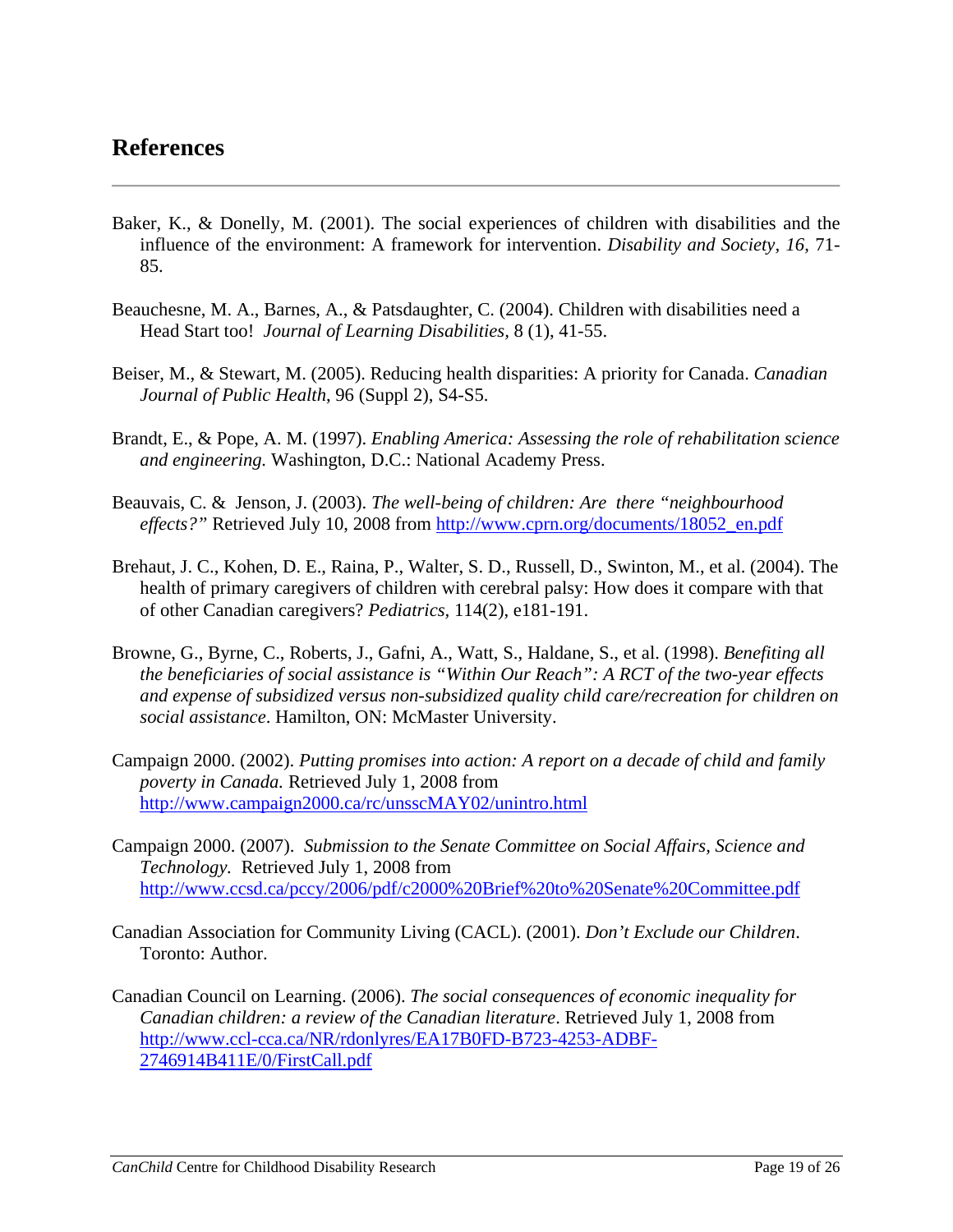## References

Baker, K., & Donelly, M. (2001). The social experiences of children with disabilities and the influence of the environment: A framework for intervention. *Disability and Society*, *16*, 71-85.

Beauchesne, M. A., Barnes, A., & Patsdaughter, C. (2004). Children with disabilities need a Head Start too! *Journal of Learning Disabilities,* 8 (1), 41-55.

Beiser, M., & Stewart, M. (2005). Reducing health disparities: A priority for Canada. *Canadian Journal of Public Health*, 96 (Suppl 2), S4-S5.

Brandt, E., & Pope, A. M. (1997). *Enabling America: Assessing the role of rehabilitation science and engineering.* Washington, D.C.: National Academy Press.

Beauvais, C. & Jenson, J. (2003). *The well-being of children: Are there "neighbourhood effects?"* Retrieved July 10, 2008 from http://www.cprn.org/documents/18052_en.pdf

Brehaut, J. C., Kohen, D. E., Raina, P., Walter, S. D., Russell, D., Swinton, M., et al. (2004). The health of primary caregivers of children with cerebral palsy: How does it compare with that of other Canadian caregivers? *Pediatrics,* 114(2), e181-191.

Browne, G., Byrne, C., Roberts, J., Gafni, A., Watt, S., Haldane, S., et al. (1998). *Benefiting all the beneficiaries of social assistance is "Within Our Reach": A RCT of the two-year effects and expense of subsidized versus non-subsidized quality child care/recreation for children on social assistance*. Hamilton, ON: McMaster University.

Campaign 2000. (2002). *Putting promises into action: A report on a decade of child and family poverty in Canada.* Retrieved July 1, 2008 from http://www.campaign2000.ca/rc/unsscMAY02/unintro.html

Campaign 2000. (2007). *Submission to the Senate Committee on Social Affairs, Science and Technology.* Retrieved July 1, 2008 from http://www.ccsd.ca/pccy/2006/pdf/c2000%20Brief%20to%20Senate%20Committee.pdf

Canadian Association for Community Living (CACL). (2001). *Don't Exclude our Children*. Toronto: Author.

Canadian Council on Learning. (2006). *The social consequences of economic inequality for Canadian children: a review of the Canadian literature*. Retrieved July 1, 2008 from http://www.ccl-cca.ca/NR/rdonlyres/EA17B0FD-B723-4253-ADBF-2746914B411E/0/FirstCall.pdf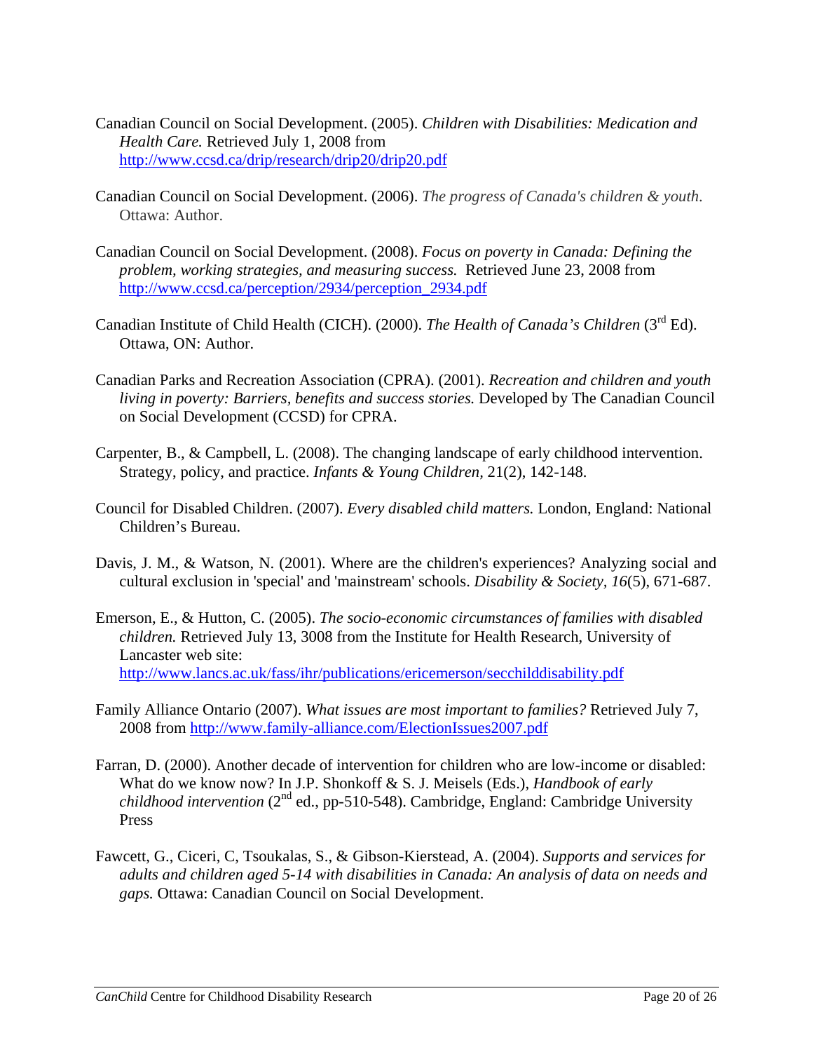Canadian Council on Social Development. (2005). *Children with Disabilities: Medication and Health Care.* Retrieved July 1, 2008 from http://www.ccsd.ca/drip/research/drip20/drip20.pdf

Canadian Council on Social Development. (2006). *The progress of Canada's children & youth*. Ottawa: Author.

Canadian Council on Social Development. (2008). *Focus on poverty in Canada: Defining the problem, working strategies, and measuring success.* Retrieved June 23, 2008 from http://www.ccsd.ca/perception/2934/perception_2934.pdf

Canadian Institute of Child Health (CICH). (2000). *The Health of Canada's Children* (3rd Ed). Ottawa, ON: Author.

Canadian Parks and Recreation Association (CPRA). (2001). *Recreation and children and youth living in poverty: Barriers, benefits and success stories.* Developed by The Canadian Council on Social Development (CCSD) for CPRA.

Carpenter, B., & Campbell, L. (2008). The changing landscape of early childhood intervention. Strategy, policy, and practice. *Infants & Young Children*, 21(2), 142-148.

Council for Disabled Children. (2007). *Every disabled child matters.* London, England: National Children's Bureau.

Davis, J. M., & Watson, N. (2001). Where are the children's experiences? Analyzing social and cultural exclusion in 'special' and 'mainstream' schools. *Disability & Society, 16*(5), 671-687.

Emerson, E., & Hutton, C. (2005). *The socio-economic circumstances of families with disabled children.* Retrieved July 13, 3008 from the Institute for Health Research, University of Lancaster web site: http://www.lancs.ac.uk/fass/ihr/publications/ericemerson/secchilddisability.pdf

Family Alliance Ontario (2007). *What issues are most important to families?* Retrieved July 7, 2008 from http://www.family-alliance.com/ElectionIssues2007.pdf

Farran, D. (2000). Another decade of intervention for children who are low-income or disabled: What do we know now? In J.P. Shonkoff & S. J. Meisels (Eds.), *Handbook of early childhood intervention* (2nd ed., pp-510-548). Cambridge, England: Cambridge University Press

Fawcett, G., Ciceri, C, Tsoukalas, S., & Gibson-Kierstead, A. (2004). *Supports and services for adults and children aged 5-14 with disabilities in Canada: An analysis of data on needs and gaps.* Ottawa: Canadian Council on Social Development.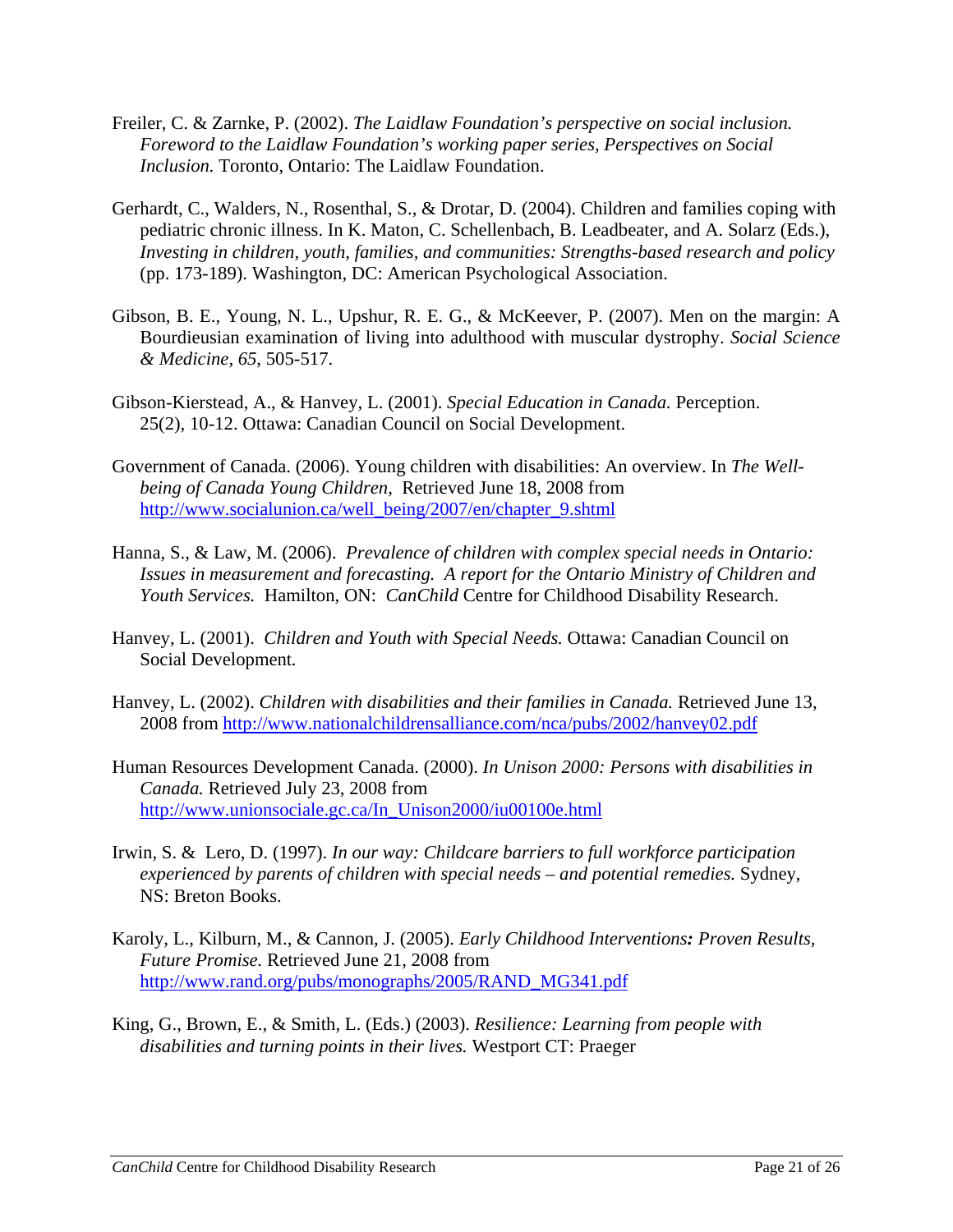Freiler, C. & Zarnke, P. (2002). *The Laidlaw Foundation's perspective on social inclusion. Foreword to the Laidlaw Foundation's working paper series, Perspectives on Social Inclusion.* Toronto, Ontario: The Laidlaw Foundation.

Gerhardt, C., Walders, N., Rosenthal, S., & Drotar, D. (2004). Children and families coping with pediatric chronic illness. In K. Maton, C. Schellenbach, B. Leadbeater, and A. Solarz (Eds.), *Investing in children, youth, families, and communities: Strengths-based research and policy* (pp. 173-189). Washington, DC: American Psychological Association.

Gibson, B. E., Young, N. L., Upshur, R. E. G., & McKeever, P. (2007). Men on the margin: A Bourdieusian examination of living into adulthood with muscular dystrophy. *Social Science & Medicine, 65*, 505-517.

Gibson-Kierstead, A., & Hanvey, L. (2001). *Special Education in Canada.* Perception. 25(2), 10-12. Ottawa: Canadian Council on Social Development.

Government of Canada. (2006). Young children with disabilities: An overview. In *The Well-being of Canada Young Children*, Retrieved June 18, 2008 from http://www.socialunion.ca/well_being/2007/en/chapter_9.shtml

Hanna, S., & Law, M. (2006). *Prevalence of children with complex special needs in Ontario: Issues in measurement and forecasting. A report for the Ontario Ministry of Children and Youth Services.* Hamilton, ON: *CanChild* Centre for Childhood Disability Research.

Hanvey, L. (2001). *Children and Youth with Special Needs.* Ottawa: Canadian Council on Social Development.

Hanvey, L. (2002). *Children with disabilities and their families in Canada.* Retrieved June 13, 2008 from http://www.nationalchildrensalliance.com/nca/pubs/2002/hanvey02.pdf

Human Resources Development Canada. (2000). *In Unison 2000: Persons with disabilities in Canada.* Retrieved July 23, 2008 from http://www.unionsociale.gc.ca/In_Unison2000/iu00100e.html

Irwin, S. & Lero, D. (1997). *In our way: Childcare barriers to full workforce participation experienced by parents of children with special needs – and potential remedies.* Sydney, NS: Breton Books.

Karoly, L., Kilburn, M., & Cannon, J. (2005). *Early Childhood Interventions: Proven Results, Future Promise.* Retrieved June 21, 2008 from http://www.rand.org/pubs/monographs/2005/RAND_MG341.pdf

King, G., Brown, E., & Smith, L. (Eds.) (2003). *Resilience: Learning from people with disabilities and turning points in their lives.* Westport CT: Praeger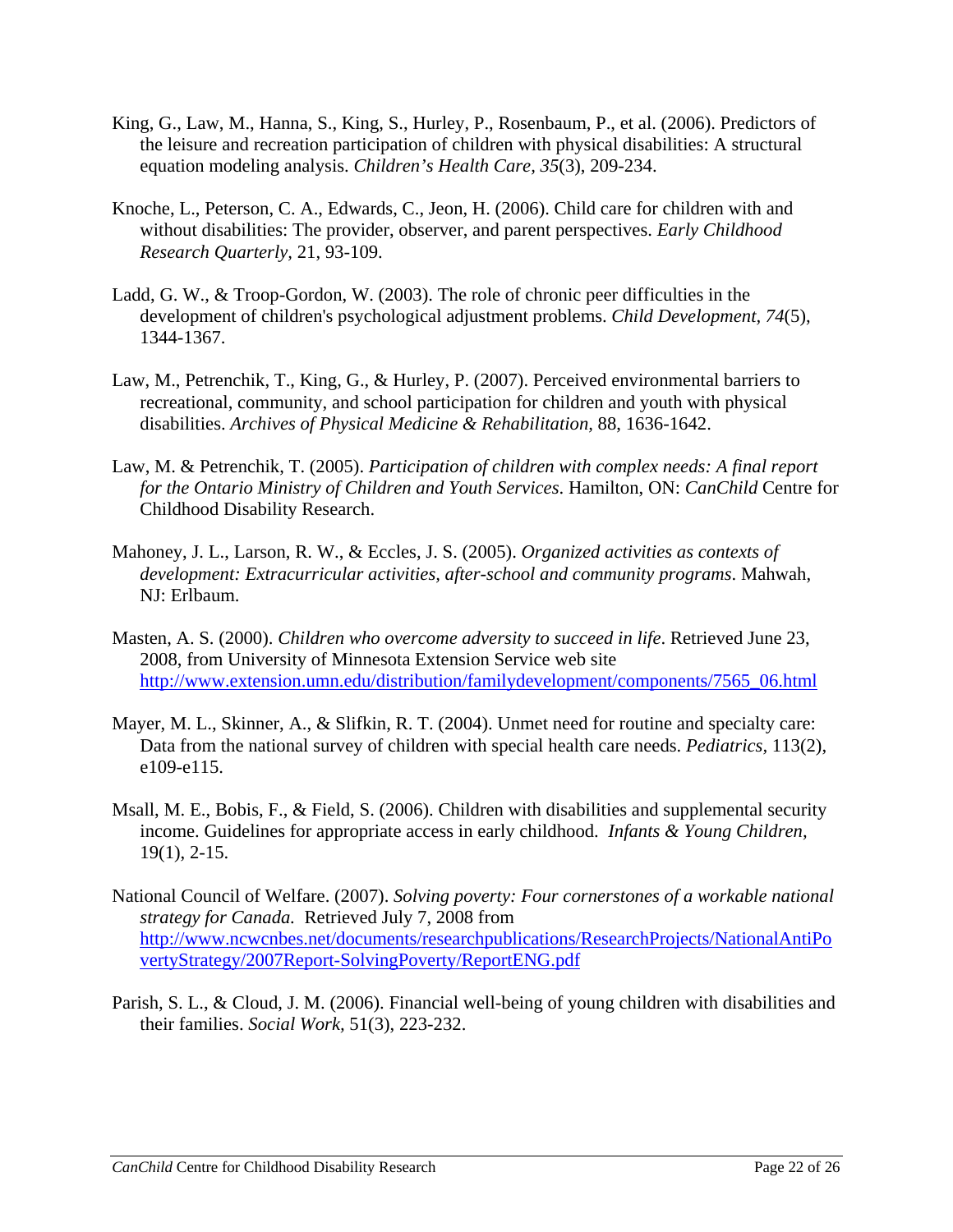King, G., Law, M., Hanna, S., King, S., Hurley, P., Rosenbaum, P., et al. (2006). Predictors of the leisure and recreation participation of children with physical disabilities: A structural equation modeling analysis. *Children's Health Care, 35*(3), 209-234.

Knoche, L., Peterson, C. A., Edwards, C., Jeon, H. (2006). Child care for children with and without disabilities: The provider, observer, and parent perspectives. *Early Childhood Research Quarterly,* 21, 93-109.

Ladd, G. W., & Troop-Gordon, W. (2003). The role of chronic peer difficulties in the development of children's psychological adjustment problems. *Child Development, 74*(5), 1344-1367.

Law, M., Petrenchik, T., King, G., & Hurley, P. (2007). Perceived environmental barriers to recreational, community, and school participation for children and youth with physical disabilities. *Archives of Physical Medicine & Rehabilitation,* 88, 1636-1642.

Law, M. & Petrenchik, T. (2005). *Participation of children with complex needs: A final report for the Ontario Ministry of Children and Youth Services*. Hamilton, ON: *CanChild* Centre for Childhood Disability Research.

Mahoney, J. L., Larson, R. W., & Eccles, J. S. (2005). *Organized activities as contexts of development: Extracurricular activities, after-school and community programs*. Mahwah, NJ: Erlbaum.

Masten, A. S. (2000). *Children who overcome adversity to succeed in life*. Retrieved June 23, 2008, from University of Minnesota Extension Service web site http://www.extension.umn.edu/distribution/familydevelopment/components/7565_06.html

Mayer, M. L., Skinner, A., & Slifkin, R. T. (2004). Unmet need for routine and specialty care: Data from the national survey of children with special health care needs. *Pediatrics,* 113(2), e109-e115.

Msall, M. E., Bobis, F., & Field, S. (2006). Children with disabilities and supplemental security income. Guidelines for appropriate access in early childhood. *Infants & Young Children,* 19(1), 2-15.

National Council of Welfare. (2007). *Solving poverty: Four cornerstones of a workable national strategy for Canada.* Retrieved July 7, 2008 from http://www.ncwcnbes.net/documents/researchpublications/ResearchProjects/NationalAntiPovertyStrategy/2007Report-SolvingPoverty/ReportENG.pdf

Parish, S. L., & Cloud, J. M. (2006). Financial well-being of young children with disabilities and their families. *Social Work,* 51(3), 223-232.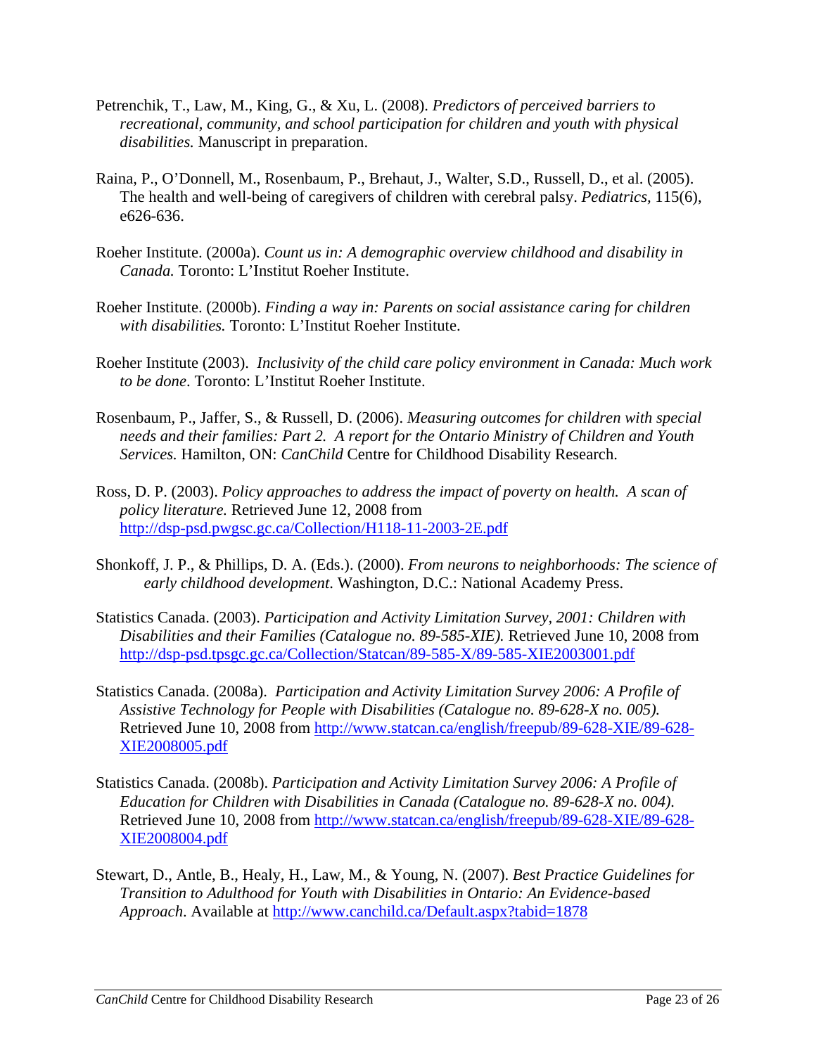Petrenchik, T., Law, M., King, G., & Xu, L. (2008). *Predictors of perceived barriers to recreational, community, and school participation for children and youth with physical disabilities.* Manuscript in preparation.

Raina, P., O'Donnell, M., Rosenbaum, P., Brehaut, J., Walter, S.D., Russell, D., et al. (2005). The health and well-being of caregivers of children with cerebral palsy. *Pediatrics*, 115(6), e626-636.

Roeher Institute. (2000a). *Count us in: A demographic overview childhood and disability in Canada.* Toronto: L'Institut Roeher Institute.

Roeher Institute. (2000b). *Finding a way in: Parents on social assistance caring for children with disabilities.* Toronto: L'Institut Roeher Institute.

Roeher Institute (2003). *Inclusivity of the child care policy environment in Canada: Much work to be done*. Toronto: L'Institut Roeher Institute.

Rosenbaum, P., Jaffer, S., & Russell, D. (2006). *Measuring outcomes for children with special needs and their families: Part 2. A report for the Ontario Ministry of Children and Youth Services.* Hamilton, ON: *CanChild* Centre for Childhood Disability Research.

Ross, D. P. (2003). *Policy approaches to address the impact of poverty on health. A scan of policy literature.* Retrieved June 12, 2008 from http://dsp-psd.pwgsc.gc.ca/Collection/H118-11-2003-2E.pdf

Shonkoff, J. P., & Phillips, D. A. (Eds.). (2000). *From neurons to neighborhoods: The science of early childhood development*. Washington, D.C.: National Academy Press.

Statistics Canada. (2003). *Participation and Activity Limitation Survey, 2001: Children with Disabilities and their Families (Catalogue no. 89-585-XIE).* Retrieved June 10, 2008 from http://dsp-psd.tpsgc.gc.ca/Collection/Statcan/89-585-X/89-585-XIE2003001.pdf

Statistics Canada. (2008a). *Participation and Activity Limitation Survey 2006: A Profile of Assistive Technology for People with Disabilities (Catalogue no. 89-628-X no. 005).* Retrieved June 10, 2008 from http://www.statcan.ca/english/freepub/89-628-XIE/89-628-XIE2008005.pdf

Statistics Canada. (2008b). *Participation and Activity Limitation Survey 2006: A Profile of Education for Children with Disabilities in Canada (Catalogue no. 89-628-X no. 004).* Retrieved June 10, 2008 from http://www.statcan.ca/english/freepub/89-628-XIE/89-628-XIE2008004.pdf

Stewart, D., Antle, B., Healy, H., Law, M., & Young, N. (2007). *Best Practice Guidelines for Transition to Adulthood for Youth with Disabilities in Ontario: An Evidence-based Approach*. Available at http://www.canchild.ca/Default.aspx?tabid=1878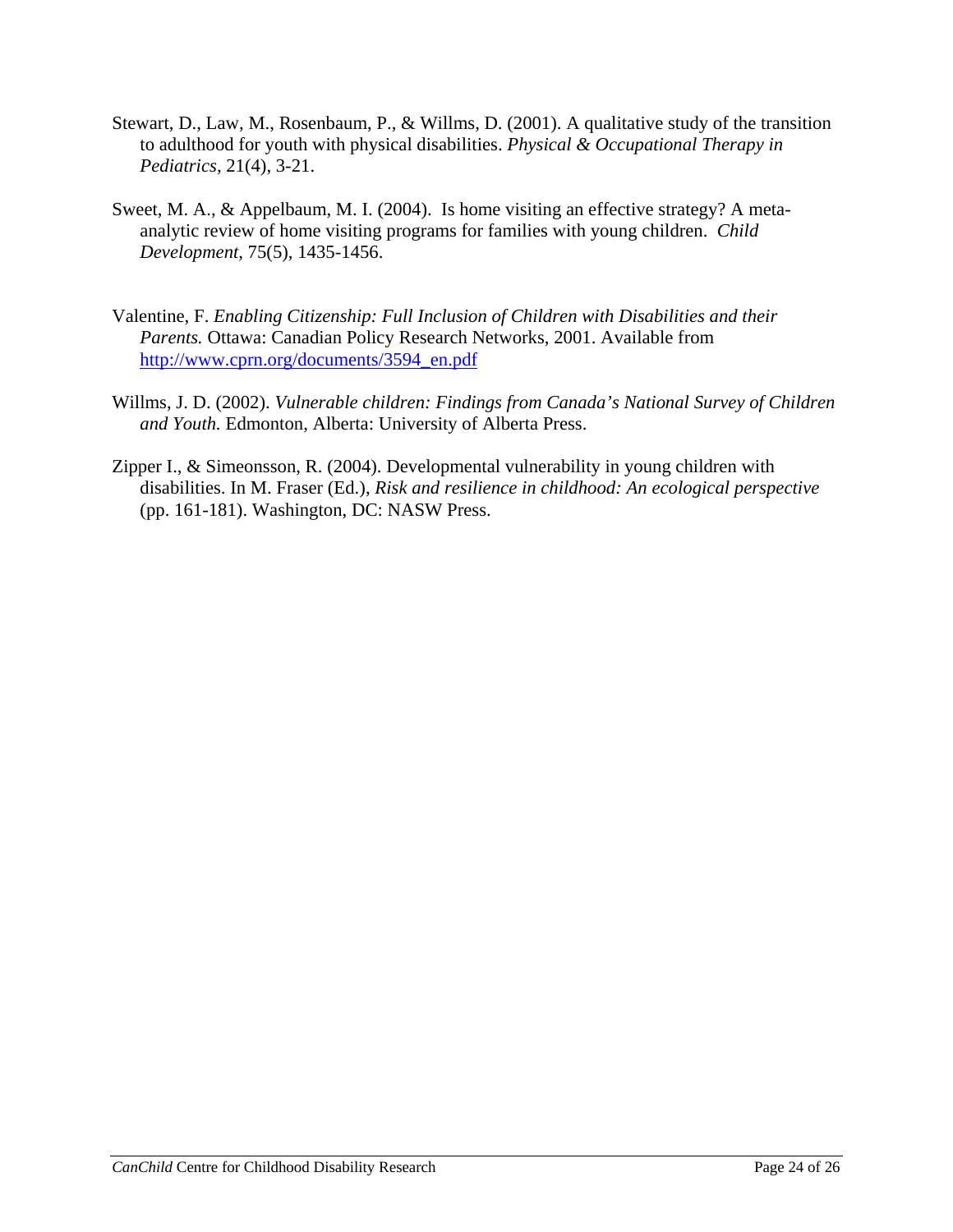Stewart, D., Law, M., Rosenbaum, P., & Willms, D. (2001). A qualitative study of the transition to adulthood for youth with physical disabilities. *Physical & Occupational Therapy in Pediatrics,* 21(4), 3-21.

Sweet, M. A., & Appelbaum, M. I. (2004). Is home visiting an effective strategy? A meta-analytic review of home visiting programs for families with young children. *Child Development*, 75(5), 1435-1456.

Valentine, F. *Enabling Citizenship: Full Inclusion of Children with Disabilities and their Parents.* Ottawa: Canadian Policy Research Networks, 2001. Available from [http://www.cprn.org/documents/3594_en.pdf](http://www.cprn.org/documents/3594_en.pdf)

Willms, J. D. (2002). *Vulnerable children: Findings from Canada's National Survey of Children and Youth.* Edmonton, Alberta: University of Alberta Press.

Zipper I., & Simeonsson, R. (2004). Developmental vulnerability in young children with disabilities. In M. Fraser (Ed.), *Risk and resilience in childhood: An ecological perspective* (pp. 161-181). Washington, DC: NASW Press.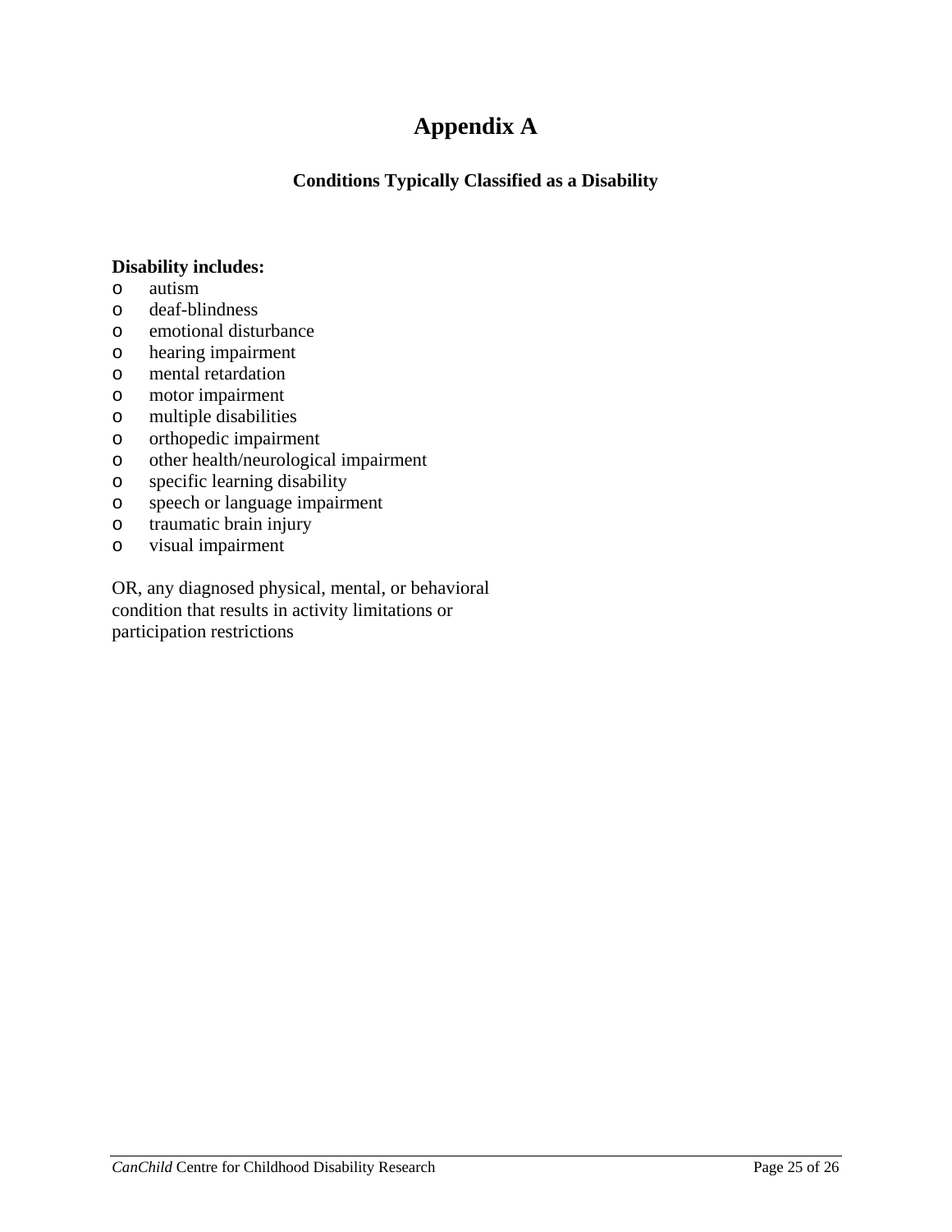# Appendix A

### Conditions Typically Classified as a Disability

**Disability includes:**

- autism
- deaf-blindness
- emotional disturbance
- hearing impairment
- mental retardation
- motor impairment
- multiple disabilities
- orthopedic impairment
- other health/neurological impairment
- specific learning disability
- speech or language impairment
- traumatic brain injury
- visual impairment

OR, any diagnosed physical, mental, or behavioral condition that results in activity limitations or participation restrictions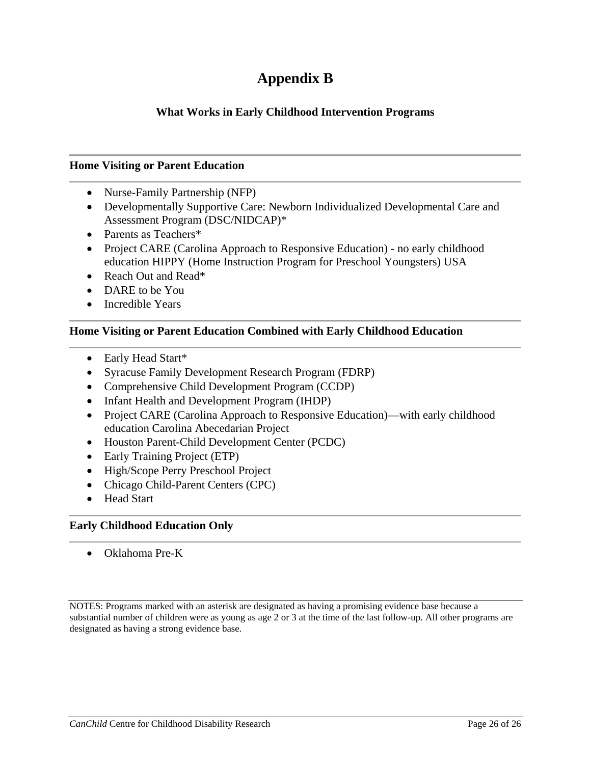# Appendix B

### What Works in Early Childhood Intervention Programs

**Home Visiting or Parent Education**

- Nurse-Family Partnership (NFP)
- Developmentally Supportive Care: Newborn Individualized Developmental Care and Assessment Program (DSC/NIDCAP)*
- Parents as Teachers*
- Project CARE (Carolina Approach to Responsive Education) - no early childhood education HIPPY (Home Instruction Program for Preschool Youngsters) USA
- Reach Out and Read*
- DARE to be You
- Incredible Years

**Home Visiting or Parent Education Combined with Early Childhood Education**

- Early Head Start*
- Syracuse Family Development Research Program (FDRP)
- Comprehensive Child Development Program (CCDP)
- Infant Health and Development Program (IHDP)
- Project CARE (Carolina Approach to Responsive Education)—with early childhood education Carolina Abecedarian Project
- Houston Parent-Child Development Center (PCDC)
- Early Training Project (ETP)
- High/Scope Perry Preschool Project
- Chicago Child-Parent Centers (CPC)
- Head Start

**Early Childhood Education Only**

- Oklahoma Pre-K

NOTES: Programs marked with an asterisk are designated as having a promising evidence base because a substantial number of children were as young as age 2 or 3 at the time of the last follow-up. All other programs are designated as having a strong evidence base.